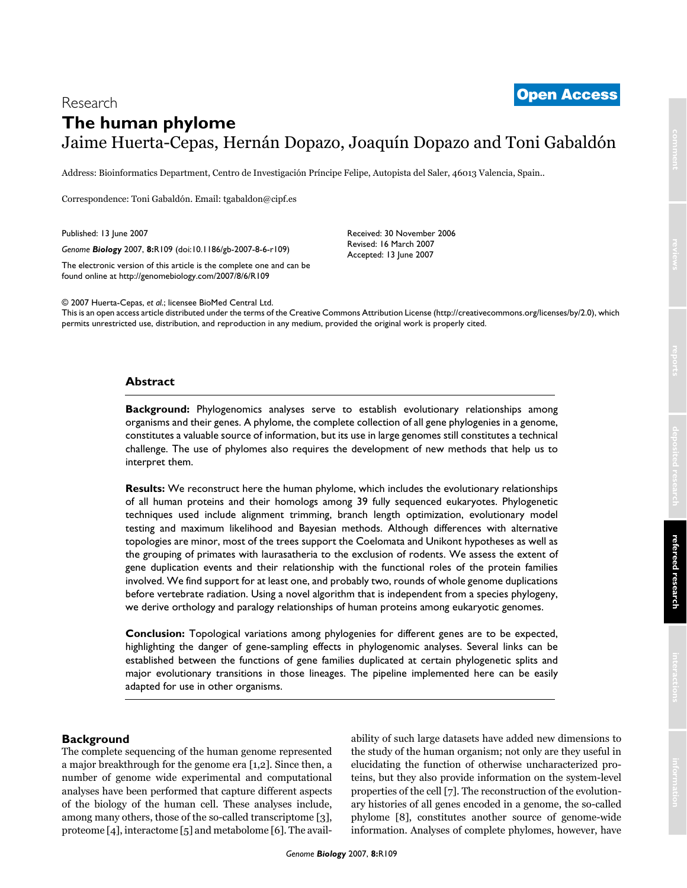Research

**Open Access**

# The human phylome

Jaime Huerta-Cepas, Hernán Dopazo, Joaquín Dopazo and Toni Gabaldón

Address: Bioinformatics Department, Centro de Investigación Príncipe Felipe, Autopista del Saler, 46013 Valencia, Spain..

Correspondence: Toni Gabaldón. Email: tgabaldon@cipf.es

Published: 13 June 2007

*Genome **Biology*** 2007, **8:**R109 (doi:10.1186/gb-2007-8-6-r109)

The electronic version of this article is the complete one and can be found online at http://genomebiology.com/2007/8/6/R109

Received: 30 November 2006
Revised: 16 March 2007
Accepted: 13 June 2007

© 2007 Huerta-Cepas, *et al.*; licensee BioMed Central Ltd.
This is an open access article distributed under the terms of the Creative Commons Attribution License (http://creativecommons.org/licenses/by/2.0), which permits unrestricted use, distribution, and reproduction in any medium, provided the original work is properly cited.

## Abstract

**Background:** Phylogenomics analyses serve to establish evolutionary relationships among organisms and their genes. A phylome, the complete collection of all gene phylogenies in a genome, constitutes a valuable source of information, but its use in large genomes still constitutes a technical challenge. The use of phylomes also requires the development of new methods that help us to interpret them.

**Results:** We reconstruct here the human phylome, which includes the evolutionary relationships of all human proteins and their homologs among 39 fully sequenced eukaryotes. Phylogenetic techniques used include alignment trimming, branch length optimization, evolutionary model testing and maximum likelihood and Bayesian methods. Although differences with alternative topologies are minor, most of the trees support the Coelomata and Unikont hypotheses as well as the grouping of primates with laurasatheria to the exclusion of rodents. We assess the extent of gene duplication events and their relationship with the functional roles of the protein families involved. We find support for at least one, and probably two, rounds of whole genome duplications before vertebrate radiation. Using a novel algorithm that is independent from a species phylogeny, we derive orthology and paralogy relationships of human proteins among eukaryotic genomes.

**Conclusion:** Topological variations among phylogenies for different genes are to be expected, highlighting the danger of gene-sampling effects in phylogenomic analyses. Several links can be established between the functions of gene families duplicated at certain phylogenetic splits and major evolutionary transitions in those lineages. The pipeline implemented here can be easily adapted for use in other organisms.

## Background

The complete sequencing of the human genome represented a major breakthrough for the genome era [1,2]. Since then, a number of genome wide experimental and computational analyses have been performed that capture different aspects of the biology of the human cell. These analyses include, among many others, those of the so-called transcriptome [3], proteome [4], interactome [5] and metabolome [6]. The availability of such large datasets have added new dimensions to the study of the human organism; not only are they useful in elucidating the function of otherwise uncharacterized proteins, but they also provide information on the system-level properties of the cell [7]. The reconstruction of the evolutionary histories of all genes encoded in a genome, the so-called phylome [8], constitutes another source of genome-wide information. Analyses of complete phylomes, however, have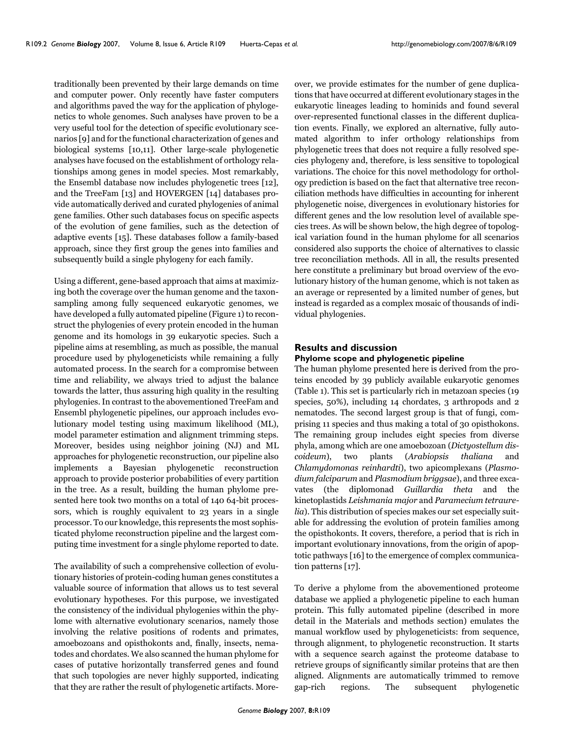traditionally been prevented by their large demands on time and computer power. Only recently have faster computers and algorithms paved the way for the application of phylogenetics to whole genomes. Such analyses have proven to be a very useful tool for the detection of specific evolutionary scenarios [9] and for the functional characterization of genes and biological systems [10,11]. Other large-scale phylogenetic analyses have focused on the establishment of orthology relationships among genes in model species. Most remarkably, the Ensembl database now includes phylogenetic trees [12], and the TreeFam [13] and HOVERGEN [14] databases provide automatically derived and curated phylogenies of animal gene families. Other such databases focus on specific aspects of the evolution of gene families, such as the detection of adaptive events [15]. These databases follow a family-based approach, since they first group the genes into families and subsequently build a single phylogeny for each family.

Using a different, gene-based approach that aims at maximizing both the coverage over the human genome and the taxon-sampling among fully sequenced eukaryotic genomes, we have developed a fully automated pipeline (Figure 1) to reconstruct the phylogenies of every protein encoded in the human genome and its homologs in 39 eukaryotic species. Such a pipeline aims at resembling, as much as possible, the manual procedure used by phylogeneticists while remaining a fully automated process. In the search for a compromise between time and reliability, we always tried to adjust the balance towards the latter, thus assuring high quality in the resulting phylogenies. In contrast to the abovementioned TreeFam and Ensembl phylogenetic pipelines, our approach includes evolutionary model testing using maximum likelihood (ML), model parameter estimation and alignment trimming steps. Moreover, besides using neighbor joining (NJ) and ML approaches for phylogenetic reconstruction, our pipeline also implements a Bayesian phylogenetic reconstruction approach to provide posterior probabilities of every partition in the tree. As a result, building the human phylome presented here took two months on a total of 140 64-bit processors, which is roughly equivalent to 23 years in a single processor. To our knowledge, this represents the most sophisticated phylome reconstruction pipeline and the largest computing time investment for a single phylome reported to date.

The availability of such a comprehensive collection of evolutionary histories of protein-coding human genes constitutes a valuable source of information that allows us to test several evolutionary hypotheses. For this purpose, we investigated the consistency of the individual phylogenies within the phylome with alternative evolutionary scenarios, namely those involving the relative positions of rodents and primates, amoebozoans and opisthokonts and, finally, insects, nematodes and chordates. We also scanned the human phylome for cases of putative horizontally transferred genes and found that such topologies are never highly supported, indicating that they are rather the result of phylogenetic artifacts. Moreover, we provide estimates for the number of gene duplications that have occurred at different evolutionary stages in the eukaryotic lineages leading to hominids and found several over-represented functional classes in the different duplication events. Finally, we explored an alternative, fully automated algorithm to infer orthology relationships from phylogenetic trees that does not require a fully resolved species phylogeny and, therefore, is less sensitive to topological variations. The choice for this novel methodology for orthology prediction is based on the fact that alternative tree reconciliation methods have difficulties in accounting for inherent phylogenetic noise, divergences in evolutionary histories for different genes and the low resolution level of available species trees. As will be shown below, the high degree of topological variation found in the human phylome for all scenarios considered also supports the choice of alternatives to classic tree reconciliation methods. All in all, the results presented here constitute a preliminary but broad overview of the evolutionary history of the human genome, which is not taken as an average or represented by a limited number of genes, but instead is regarded as a complex mosaic of thousands of individual phylogenies.

## Results and discussion

### Phylome scope and phylogenetic pipeline

The human phylome presented here is derived from the proteins encoded by 39 publicly available eukaryotic genomes (Table 1). This set is particularly rich in metazoan species (19 species, 50%), including 14 chordates, 3 arthropods and 2 nematodes. The second largest group is that of fungi, comprising 11 species and thus making a total of 30 opisthokons. The remaining group includes eight species from diverse phyla, among which are one amoebozoan (*Dictyostellum discoideum*), two plants (*Arabiopsis thaliana* and *Chlamydomonas reinhardti*), two apicomplexans (*Plasmodium falciparum* and *Plasmodium briggsae*), and three excavates (the diplomonad *Guillardia theta* and the kinetoplastids *Leishmania major* and *Paramecium tetraurelia*). This distribution of species makes our set especially suitable for addressing the evolution of protein families among the opisthokonts. It covers, therefore, a period that is rich in important evolutionary innovations, from the origin of apoptotic pathways [16] to the emergence of complex communication patterns [17].

To derive a phylome from the abovementioned proteome database we applied a phylogenetic pipeline to each human protein. This fully automated pipeline (described in more detail in the Materials and methods section) emulates the manual workflow used by phylogeneticists: from sequence, through alignment, to phylogenetic reconstruction. It starts with a sequence search against the proteome database to retrieve groups of significantly similar proteins that are then aligned. Alignments are automatically trimmed to remove gap-rich regions. The subsequent phylogenetic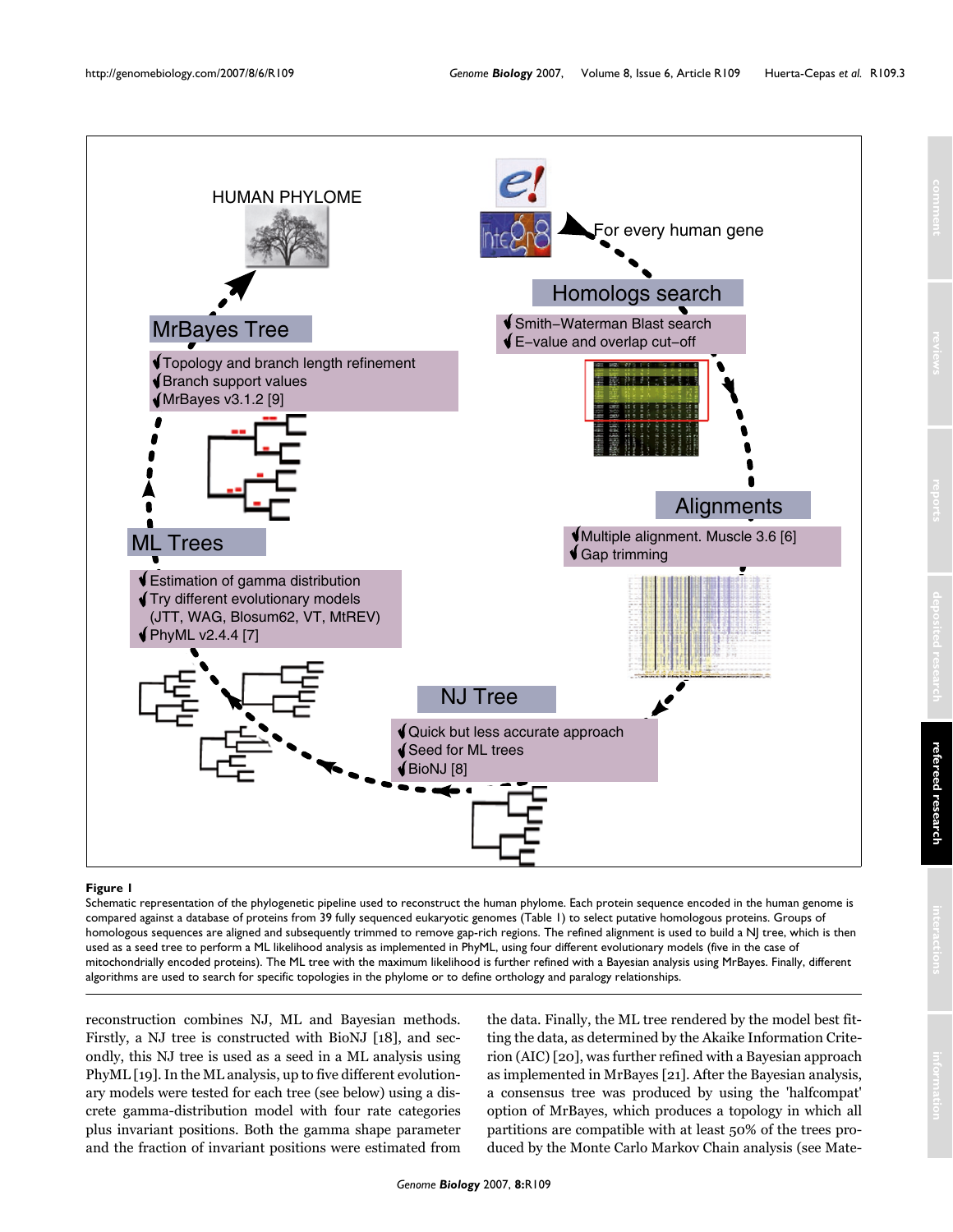**Figure 1**

Schematic representation of the phylogenetic pipeline used to reconstruct the human phylome. Each protein sequence encoded in the human genome is compared against a database of proteins from 39 fully sequenced eukaryotic genomes (Table 1) to select putative homologous proteins. Groups of homologous sequences are aligned and subsequently trimmed to remove gap-rich regions. The refined alignment is used to build a NJ tree, which is then used as a seed tree to perform a ML likelihood analysis as implemented in PhyML, using four different evolutionary models (five in the case of mitochondrially encoded proteins). The ML tree with the maximum likelihood is further refined with a Bayesian analysis using MrBayes. Finally, different algorithms are used to search for specific topologies in the phylome or to define orthology and paralogy relationships.

reconstruction combines NJ, ML and Bayesian methods. Firstly, a NJ tree is constructed with BioNJ [18], and secondly, this NJ tree is used as a seed in a ML analysis using PhyML [19]. In the ML analysis, up to five different evolutionary models were tested for each tree (see below) using a discrete gamma-distribution model with four rate categories plus invariant positions. Both the gamma shape parameter and the fraction of invariant positions were estimated from the data. Finally, the ML tree rendered by the model best fitting the data, as determined by the Akaike Information Criterion (AIC) [20], was further refined with a Bayesian approach as implemented in MrBayes [21]. After the Bayesian analysis, a consensus tree was produced by using the 'halfcompat' option of MrBayes, which produces a topology in which all partitions are compatible with at least 50% of the trees produced by the Monte Carlo Markov Chain analysis (see Mate-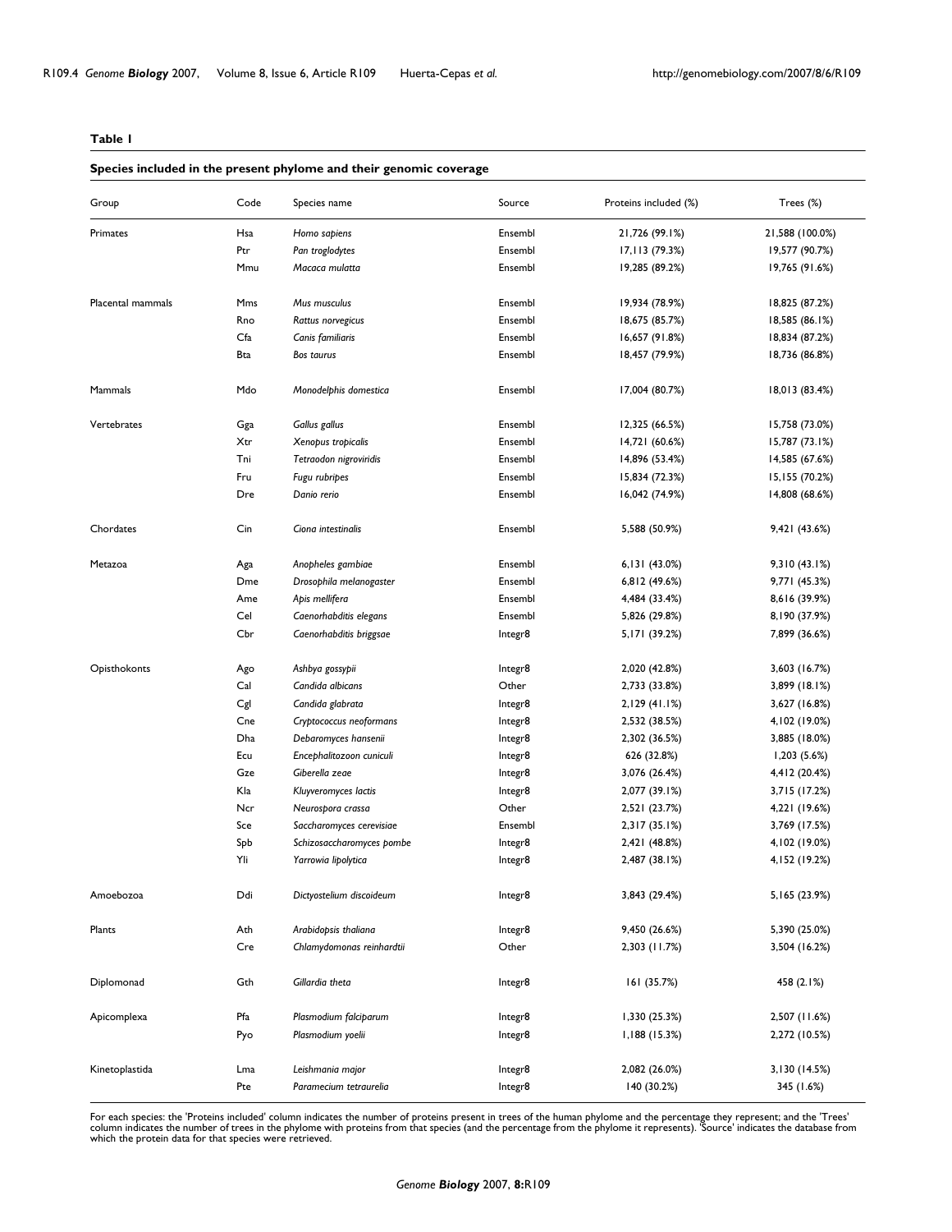**Table 1**

**Species included in the present phylome and their genomic coverage**

| Group | Code | Species name | Source | Proteins included (%) | Trees (%) |
|---|---|---|---|---|---|
| Primates | Hsa | *Homo sapiens* | Ensembl | 21,726 (99.1%) | 21,588 (100.0%) |
| | Ptr | *Pan troglodytes* | Ensembl | 17,113 (79.3%) | 19,577 (90.7%) |
| | Mmu | *Macaca mulatta* | Ensembl | 19,285 (89.2%) | 19,765 (91.6%) |
| Placental mammals | Mms | *Mus musculus* | Ensembl | 19,934 (78.9%) | 18,825 (87.2%) |
| | Rno | *Rattus norvegicus* | Ensembl | 18,675 (85.7%) | 18,585 (86.1%) |
| | Cfa | *Canis familiaris* | Ensembl | 16,657 (91.8%) | 18,834 (87.2%) |
| | Bta | *Bos taurus* | Ensembl | 18,457 (79.9%) | 18,736 (86.8%) |
| Mammals | Mdo | *Monodelphis domestica* | Ensembl | 17,004 (80.7%) | 18,013 (83.4%) |
| Vertebrates | Gga | *Gallus gallus* | Ensembl | 12,325 (66.5%) | 15,758 (73.0%) |
| | Xtr | *Xenopus tropicalis* | Ensembl | 14,721 (60.6%) | 15,787 (73.1%) |
| | Tni | *Tetraodon nigroviridis* | Ensembl | 14,896 (53.4%) | 14,585 (67.6%) |
| | Fru | *Fugu rubripes* | Ensembl | 15,834 (72.3%) | 15,155 (70.2%) |
| | Dre | *Danio rerio* | Ensembl | 16,042 (74.9%) | 14,808 (68.6%) |
| Chordates | Cin | *Ciona intestinalis* | Ensembl | 5,588 (50.9%) | 9,421 (43.6%) |
| Metazoa | Aga | *Anopheles gambiae* | Ensembl | 6,131 (43.0%) | 9,310 (43.1%) |
| | Dme | *Drosophila melanogaster* | Ensembl | 6,812 (49.6%) | 9,771 (45.3%) |
| | Ame | *Apis mellifera* | Ensembl | 4,484 (33.4%) | 8,616 (39.9%) |
| | Cel | *Caenorhabditis elegans* | Ensembl | 5,826 (29.8%) | 8,190 (37.9%) |
| | Cbr | *Caenorhabditis briggsae* | Integr8 | 5,171 (39.2%) | 7,899 (36.6%) |
| Opisthokonts | Ago | *Ashbya gossypii* | Integr8 | 2,020 (42.8%) | 3,603 (16.7%) |
| | Cal | *Candida albicans* | Other | 2,733 (33.8%) | 3,899 (18.1%) |
| | Cgl | *Candida glabrata* | Integr8 | 2,129 (41.1%) | 3,627 (16.8%) |
| | Cne | *Cryptococcus neoformans* | Integr8 | 2,532 (38.5%) | 4,102 (19.0%) |
| | Dha | *Debaromyces hansenii* | Integr8 | 2,302 (36.5%) | 3,885 (18.0%) |
| | Ecu | *Encephalitozoon cuniculi* | Integr8 | 626 (32.8%) | 1,203 (5.6%) |
| | Gze | *Giberella zeae* | Integr8 | 3,076 (26.4%) | 4,412 (20.4%) |
| | Kla | *Kluyveromyces lactis* | Integr8 | 2,077 (39.1%) | 3,715 (17.2%) |
| | Ncr | *Neurospora crassa* | Other | 2,521 (23.7%) | 4,221 (19.6%) |
| | Sce | *Saccharomyces cerevisiae* | Ensembl | 2,317 (35.1%) | 3,769 (17.5%) |
| | Spb | *Schizosaccharomyces pombe* | Integr8 | 2,421 (48.8%) | 4,102 (19.0%) |
| | Yli | *Yarrowia lipolytica* | Integr8 | 2,487 (38.1%) | 4,152 (19.2%) |
| Amoebozoa | Ddi | *Dictyostelium discoideum* | Integr8 | 3,843 (29.4%) | 5,165 (23.9%) |
| Plants | Ath | *Arabidopsis thaliana* | Integr8 | 9,450 (26.6%) | 5,390 (25.0%) |
| | Cre | *Chlamydomonas reinhardtii* | Other | 2,303 (11.7%) | 3,504 (16.2%) |
| Diplomonad | Gth | *Gillardia theta* | Integr8 | 161 (35.7%) | 458 (2.1%) |
| Apicomplexa | Pfa | *Plasmodium falciparum* | Integr8 | 1,330 (25.3%) | 2,507 (11.6%) |
| | Pyo | *Plasmodium yoelii* | Integr8 | 1,188 (15.3%) | 2,272 (10.5%) |
| Kinetoplastida | Lma | *Leishmania major* | Integr8 | 2,082 (26.0%) | 3,130 (14.5%) |
| | Pte | *Paramecium tetraurelia* | Integr8 | 140 (30.2%) | 345 (1.6%) |

For each species: the 'Proteins included' column indicates the number of proteins present in trees of the human phylome and the percentage they represent; and the 'Trees' column indicates the number of trees in the phylome with proteins from that species (and the percentage from the phylome it represents). 'Source' indicates the database from which the protein data for that species were retrieved.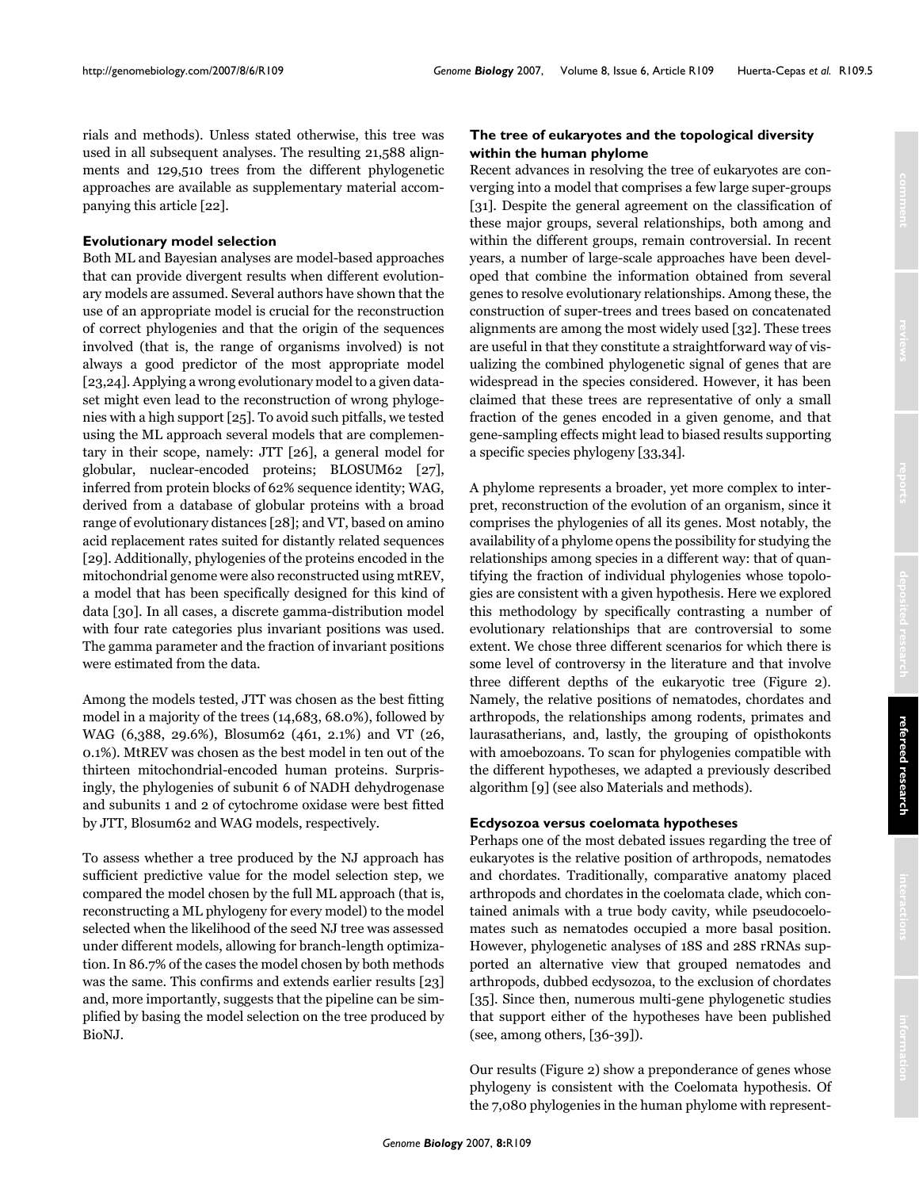rials and methods). Unless stated otherwise, this tree was used in all subsequent analyses. The resulting 21,588 alignments and 129,510 trees from the different phylogenetic approaches are available as supplementary material accompanying this article [22].

### Evolutionary model selection

Both ML and Bayesian analyses are model-based approaches that can provide divergent results when different evolutionary models are assumed. Several authors have shown that the use of an appropriate model is crucial for the reconstruction of correct phylogenies and that the origin of the sequences involved (that is, the range of organisms involved) is not always a good predictor of the most appropriate model [23,24]. Applying a wrong evolutionary model to a given dataset might even lead to the reconstruction of wrong phylogenies with a high support [25]. To avoid such pitfalls, we tested using the ML approach several models that are complementary in their scope, namely: JTT [26], a general model for globular, nuclear-encoded proteins; BLOSUM62 [27], inferred from protein blocks of 62% sequence identity; WAG, derived from a database of globular proteins with a broad range of evolutionary distances [28]; and VT, based on amino acid replacement rates suited for distantly related sequences [29]. Additionally, phylogenies of the proteins encoded in the mitochondrial genome were also reconstructed using mtREV, a model that has been specifically designed for this kind of data [30]. In all cases, a discrete gamma-distribution model with four rate categories plus invariant positions was used. The gamma parameter and the fraction of invariant positions were estimated from the data.

Among the models tested, JTT was chosen as the best fitting model in a majority of the trees (14,683, 68.0%), followed by WAG (6,388, 29.6%), Blosum62 (461, 2.1%) and VT (26, 0.1%). MtREV was chosen as the best model in ten out of the thirteen mitochondrial-encoded human proteins. Surprisingly, the phylogenies of subunit 6 of NADH dehydrogenase and subunits 1 and 2 of cytochrome oxidase were best fitted by JTT, Blosum62 and WAG models, respectively.

To assess whether a tree produced by the NJ approach has sufficient predictive value for the model selection step, we compared the model chosen by the full ML approach (that is, reconstructing a ML phylogeny for every model) to the model selected when the likelihood of the seed NJ tree was assessed under different models, allowing for branch-length optimization. In 86.7% of the cases the model chosen by both methods was the same. This confirms and extends earlier results [23] and, more importantly, suggests that the pipeline can be simplified by basing the model selection on the tree produced by BioNJ.

### The tree of eukaryotes and the topological diversity within the human phylome

Recent advances in resolving the tree of eukaryotes are converging into a model that comprises a few large super-groups [31]. Despite the general agreement on the classification of these major groups, several relationships, both among and within the different groups, remain controversial. In recent years, a number of large-scale approaches have been developed that combine the information obtained from several genes to resolve evolutionary relationships. Among these, the construction of super-trees and trees based on concatenated alignments are among the most widely used [32]. These trees are useful in that they constitute a straightforward way of visualizing the combined phylogenetic signal of genes that are widespread in the species considered. However, it has been claimed that these trees are representative of only a small fraction of the genes encoded in a given genome, and that gene-sampling effects might lead to biased results supporting a specific species phylogeny [33,34].

A phylome represents a broader, yet more complex to interpret, reconstruction of the evolution of an organism, since it comprises the phylogenies of all its genes. Most notably, the availability of a phylome opens the possibility for studying the relationships among species in a different way: that of quantifying the fraction of individual phylogenies whose topologies are consistent with a given hypothesis. Here we explored this methodology by specifically contrasting a number of evolutionary relationships that are controversial to some extent. We chose three different scenarios for which there is some level of controversy in the literature and that involve three different depths of the eukaryotic tree (Figure 2). Namely, the relative positions of nematodes, chordates and arthropods, the relationships among rodents, primates and laurasatherians, and, lastly, the grouping of opisthokonts with amoebozoans. To scan for phylogenies compatible with the different hypotheses, we adapted a previously described algorithm [9] (see also Materials and methods).

### Ecdysozoa versus coelomata hypotheses

Perhaps one of the most debated issues regarding the tree of eukaryotes is the relative position of arthropods, nematodes and chordates. Traditionally, comparative anatomy placed arthropods and chordates in the coelomata clade, which contained animals with a true body cavity, while pseudocoelomates such as nematodes occupied a more basal position. However, phylogenetic analyses of 18S and 28S rRNAs supported an alternative view that grouped nematodes and arthropods, dubbed ecdysozoa, to the exclusion of chordates [35]. Since then, numerous multi-gene phylogenetic studies that support either of the hypotheses have been published (see, among others, [36-39]).

Our results (Figure 2) show a preponderance of genes whose phylogeny is consistent with the Coelomata hypothesis. Of the 7,080 phylogenies in the human phylome with represent-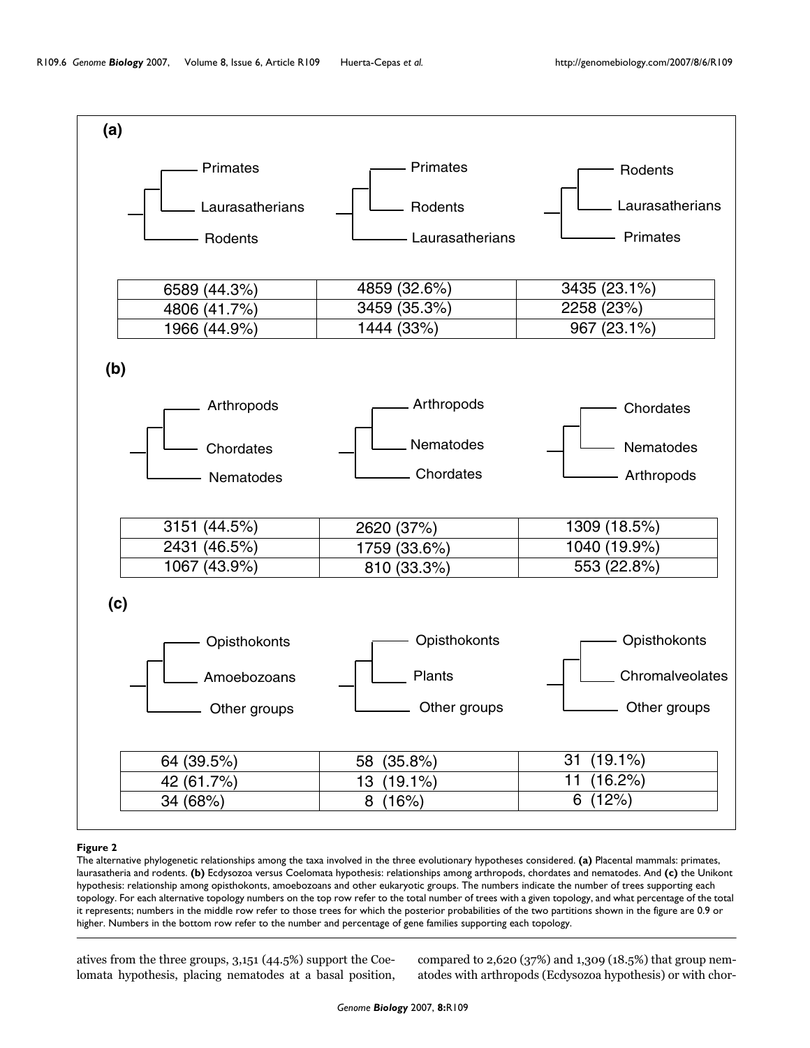**(a)**

| ((Primates, Laurasatherians), Rodents) | ((Primates, Rodents), Laurasatherians) | ((Rodents, Laurasatherians), Primates) |
|---|---|---|
| 6589 (44.3%) | 4859 (32.6%) | 3435 (23.1%) |
| 4806 (41.7%) | 3459 (35.3%) | 2258 (23%) |
| 1966 (44.9%) | 1444 (33%) | 967 (23.1%) |

**(b)**

| ((Arthropods, Chordates), Nematodes) | ((Arthropods, Nematodes), Chordates) | ((Chordates, Nematodes), Arthropods) |
|---|---|---|
| 3151 (44.5%) | 2620 (37%) | 1309 (18.5%) |
| 2431 (46.5%) | 1759 (33.6%) | 1040 (19.9%) |
| 1067 (43.9%) | 810 (33.3%) | 553 (22.8%) |

**(c)**

| ((Opisthokonts, Amoebozoans), Other groups) | ((Opisthokonts, Plants), Other groups) | ((Opisthokonts, Chromalveolates), Other groups) |
|---|---|---|
| 64 (39.5%) | 58 (35.8%) | 31 (19.1%) |
| 42 (61.7%) | 13 (19.1%) | 11 (16.2%) |
| 34 (68%) | 8 (16%) | 6 (12%) |

**Figure 2**

The alternative phylogenetic relationships among the taxa involved in the three evolutionary hypotheses considered. **(a)** Placental mammals: primates, laurasatheria and rodents. **(b)** Ecdysozoa versus Coelomata hypothesis: relationships among arthropods, chordates and nematodes. And **(c)** the Unikont hypothesis: relationship among opisthokonts, amoebozoans and other eukaryotic groups. The numbers indicate the number of trees supporting each topology. For each alternative topology numbers on the top row refer to the total number of trees with a given topology, and what percentage of the total it represents; numbers in the middle row refer to those trees for which the posterior probabilities of the two partitions shown in the figure are 0.9 or higher. Numbers in the bottom row refer to the number and percentage of gene families supporting each topology.

atives from the three groups, 3,151 (44.5%) support the Coelomata hypothesis, placing nematodes at a basal position, compared to 2,620 (37%) and 1,309 (18.5%) that group nematodes with arthropods (Ecdysozoa hypothesis) or with chor-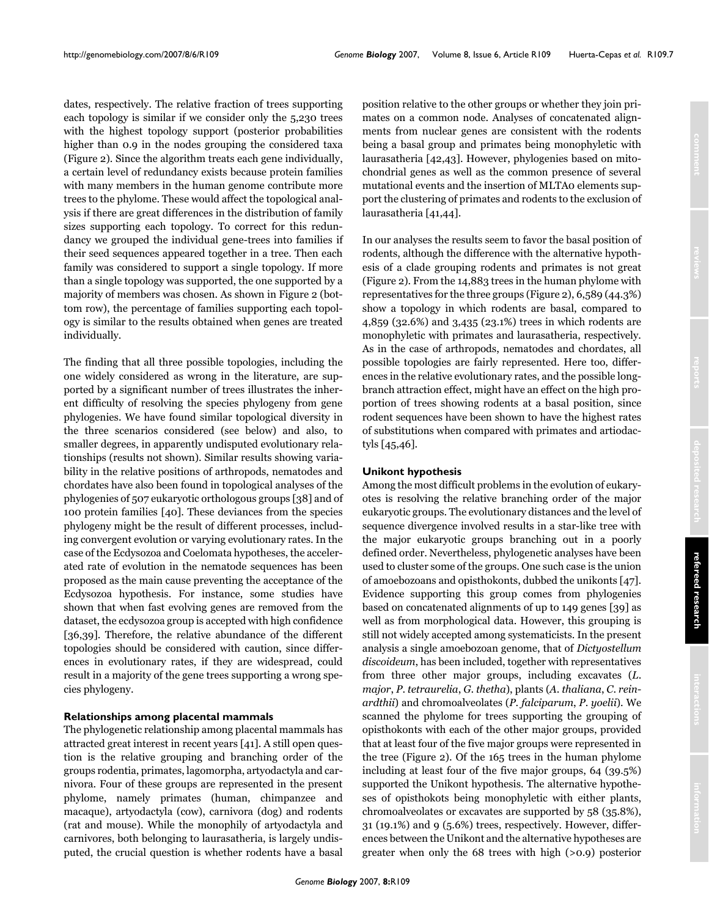dates, respectively. The relative fraction of trees supporting each topology is similar if we consider only the 5,230 trees with the highest topology support (posterior probabilities higher than 0.9 in the nodes grouping the considered taxa (Figure 2). Since the algorithm treats each gene individually, a certain level of redundancy exists because protein families with many members in the human genome contribute more trees to the phylome. These would affect the topological analysis if there are great differences in the distribution of family sizes supporting each topology. To correct for this redundancy we grouped the individual gene-trees into families if their seed sequences appeared together in a tree. Then each family was considered to support a single topology. If more than a single topology was supported, the one supported by a majority of members was chosen. As shown in Figure 2 (bottom row), the percentage of families supporting each topology is similar to the results obtained when genes are treated individually.

The finding that all three possible topologies, including the one widely considered as wrong in the literature, are supported by a significant number of trees illustrates the inherent difficulty of resolving the species phylogeny from gene phylogenies. We have found similar topological diversity in the three scenarios considered (see below) and also, to smaller degrees, in apparently undisputed evolutionary relationships (results not shown). Similar results showing variability in the relative positions of arthropods, nematodes and chordates have also been found in topological analyses of the phylogenies of 507 eukaryotic orthologous groups [38] and of 100 protein families [40]. These deviances from the species phylogeny might be the result of different processes, including convergent evolution or varying evolutionary rates. In the case of the Ecdysozoa and Coelomata hypotheses, the accelerated rate of evolution in the nematode sequences has been proposed as the main cause preventing the acceptance of the Ecdysozoa hypothesis. For instance, some studies have shown that when fast evolving genes are removed from the dataset, the ecdysozoa group is accepted with high confidence [36,39]. Therefore, the relative abundance of the different topologies should be considered with caution, since differences in evolutionary rates, if they are widespread, could result in a majority of the gene trees supporting a wrong species phylogeny.

### Relationships among placental mammals

The phylogenetic relationship among placental mammals has attracted great interest in recent years [41]. A still open question is the relative grouping and branching order of the groups rodentia, primates, lagomorpha, artyodactyla and carnivora. Four of these groups are represented in the present phylome, namely primates (human, chimpanzee and macaque), artyodactyla (cow), carnivora (dog) and rodents (rat and mouse). While the monophily of artyodactyla and carnivores, both belonging to laurasatheria, is largely undisputed, the crucial question is whether rodents have a basal position relative to the other groups or whether they join primates on a common node. Analyses of concatenated alignments from nuclear genes are consistent with the rodents being a basal group and primates being monophyletic with laurasatheria [42,43]. However, phylogenies based on mitochondrial genes as well as the common presence of several mutational events and the insertion of MLTA0 elements support the clustering of primates and rodents to the exclusion of laurasatheria [41,44].

In our analyses the results seem to favor the basal position of rodents, although the difference with the alternative hypothesis of a clade grouping rodents and primates is not great (Figure 2). From the 14,883 trees in the human phylome with representatives for the three groups (Figure 2), 6,589 (44.3%) show a topology in which rodents are basal, compared to 4,859 (32.6%) and 3,435 (23.1%) trees in which rodents are monophyletic with primates and laurasatheria, respectively. As in the case of arthropods, nematodes and chordates, all possible topologies are fairly represented. Here too, differences in the relative evolutionary rates, and the possible long-branch attraction effect, might have an effect on the high proportion of trees showing rodents at a basal position, since rodent sequences have been shown to have the highest rates of substitutions when compared with primates and artiodactyls [45,46].

### Unikont hypothesis

Among the most difficult problems in the evolution of eukaryotes is resolving the relative branching order of the major eukaryotic groups. The evolutionary distances and the level of sequence divergence involved results in a star-like tree with the major eukaryotic groups branching out in a poorly defined order. Nevertheless, phylogenetic analyses have been used to cluster some of the groups. One such case is the union of amoebozoans and opisthokonts, dubbed the unikonts [47]. Evidence supporting this group comes from phylogenies based on concatenated alignments of up to 149 genes [39] as well as from morphological data. However, this grouping is still not widely accepted among systematicists. In the present analysis a single amoebozoan genome, that of *Dictyostellum discoideum*, has been included, together with representatives from three other major groups, including excavates (*L. major*, *P. tetraurelia*, *G. thetha*), plants (*A. thaliana*, *C. reinardthii*) and chromoalveolates (*P. falciparum*, *P. yoelii*). We scanned the phylome for trees supporting the grouping of opisthokonts with each of the other major groups, provided that at least four of the five major groups were represented in the tree (Figure 2). Of the 165 trees in the human phylome including at least four of the five major groups, 64 (39.5%) supported the Unikont hypothesis. The alternative hypotheses of opisthokots being monophyletic with either plants, chromoalveolates or excavates are supported by 58 (35.8%), 31 (19.1%) and 9 (5.6%) trees, respectively. However, differences between the Unikont and the alternative hypotheses are greater when only the 68 trees with high (>0.9) posterior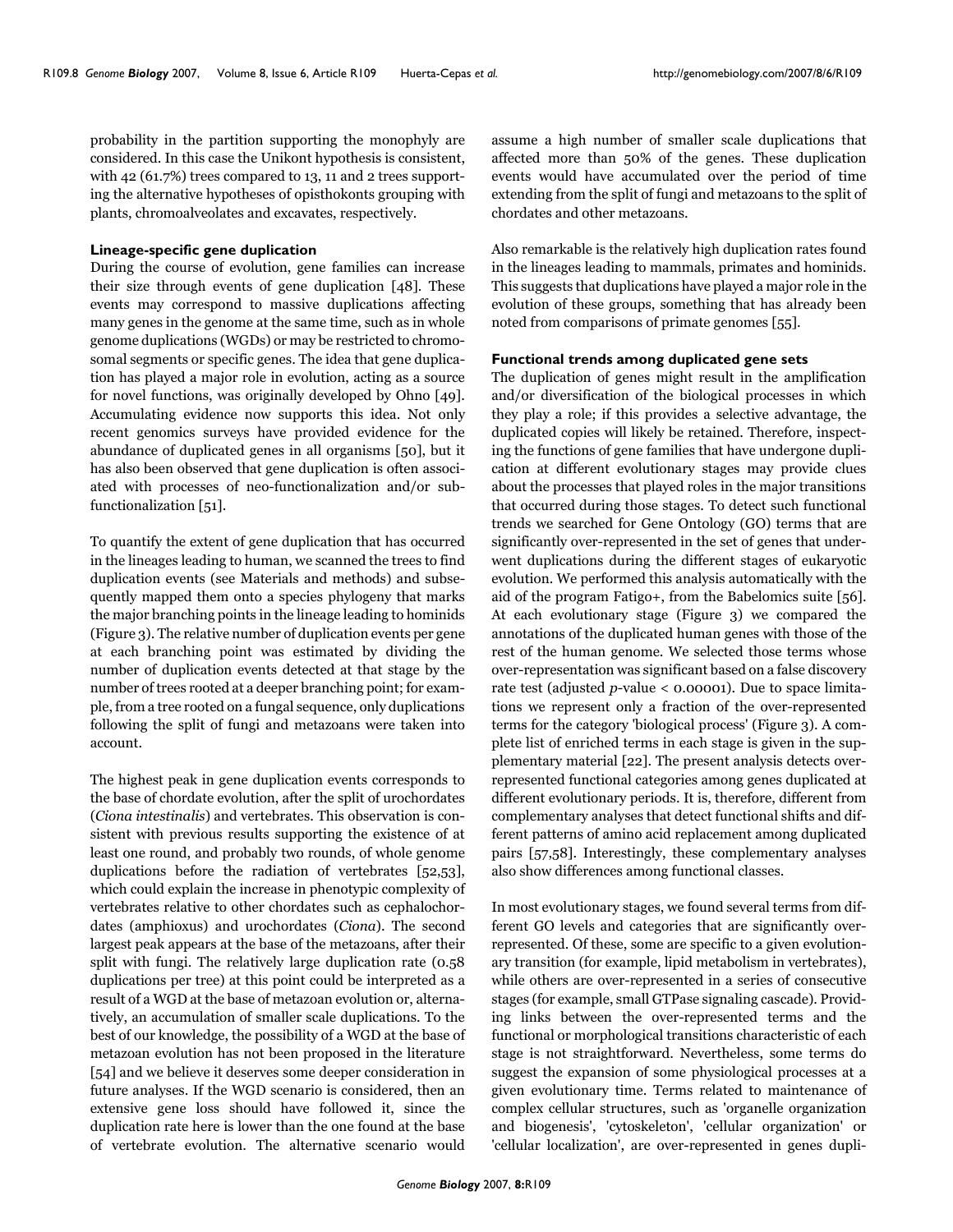probability in the partition supporting the monophyly are considered. In this case the Unikont hypothesis is consistent, with 42 (61.7%) trees compared to 13, 11 and 2 trees supporting the alternative hypotheses of opisthokonts grouping with plants, chromoalveolates and excavates, respectively.

### Lineage-specific gene duplication

During the course of evolution, gene families can increase their size through events of gene duplication [48]. These events may correspond to massive duplications affecting many genes in the genome at the same time, such as in whole genome duplications (WGDs) or may be restricted to chromosomal segments or specific genes. The idea that gene duplication has played a major role in evolution, acting as a source for novel functions, was originally developed by Ohno [49]. Accumulating evidence now supports this idea. Not only recent genomics surveys have provided evidence for the abundance of duplicated genes in all organisms [50], but it has also been observed that gene duplication is often associated with processes of neo-functionalization and/or subfunctionalization [51].

To quantify the extent of gene duplication that has occurred in the lineages leading to human, we scanned the trees to find duplication events (see Materials and methods) and subsequently mapped them onto a species phylogeny that marks the major branching points in the lineage leading to hominids (Figure 3). The relative number of duplication events per gene at each branching point was estimated by dividing the number of duplication events detected at that stage by the number of trees rooted at a deeper branching point; for example, from a tree rooted on a fungal sequence, only duplications following the split of fungi and metazoans were taken into account.

The highest peak in gene duplication events corresponds to the base of chordate evolution, after the split of urochordates (*Ciona intestinalis*) and vertebrates. This observation is consistent with previous results supporting the existence of at least one round, and probably two rounds, of whole genome duplications before the radiation of vertebrates [52,53], which could explain the increase in phenotypic complexity of vertebrates relative to other chordates such as cephalochordates (amphioxus) and urochordates (*Ciona*). The second largest peak appears at the base of the metazoans, after their split with fungi. The relatively large duplication rate (0.58 duplications per tree) at this point could be interpreted as a result of a WGD at the base of metazoan evolution or, alternatively, an accumulation of smaller scale duplications. To the best of our knowledge, the possibility of a WGD at the base of metazoan evolution has not been proposed in the literature [54] and we believe it deserves some deeper consideration in future analyses. If the WGD scenario is considered, then an extensive gene loss should have followed it, since the duplication rate here is lower than the one found at the base of vertebrate evolution. The alternative scenario would assume a high number of smaller scale duplications that affected more than 50% of the genes. These duplication events would have accumulated over the period of time extending from the split of fungi and metazoans to the split of chordates and other metazoans.

Also remarkable is the relatively high duplication rates found in the lineages leading to mammals, primates and hominids. This suggests that duplications have played a major role in the evolution of these groups, something that has already been noted from comparisons of primate genomes [55].

### Functional trends among duplicated gene sets

The duplication of genes might result in the amplification and/or diversification of the biological processes in which they play a role; if this provides a selective advantage, the duplicated copies will likely be retained. Therefore, inspecting the functions of gene families that have undergone duplication at different evolutionary stages may provide clues about the processes that played roles in the major transitions that occurred during those stages. To detect such functional trends we searched for Gene Ontology (GO) terms that are significantly over-represented in the set of genes that underwent duplications during the different stages of eukaryotic evolution. We performed this analysis automatically with the aid of the program Fatigo+, from the Babelomics suite [56]. At each evolutionary stage (Figure 3) we compared the annotations of the duplicated human genes with those of the rest of the human genome. We selected those terms whose over-representation was significant based on a false discovery rate test (adjusted $p$-value < 0.00001). Due to space limitations we represent only a fraction of the over-represented terms for the category 'biological process' (Figure 3). A complete list of enriched terms in each stage is given in the supplementary material [22]. The present analysis detects over-represented functional categories among genes duplicated at different evolutionary periods. It is, therefore, different from complementary analyses that detect functional shifts and different patterns of amino acid replacement among duplicated pairs [57,58]. Interestingly, these complementary analyses also show differences among functional classes.

In most evolutionary stages, we found several terms from different GO levels and categories that are significantly over-represented. Of these, some are specific to a given evolutionary transition (for example, lipid metabolism in vertebrates), while others are over-represented in a series of consecutive stages (for example, small GTPase signaling cascade). Providing links between the over-represented terms and the functional or morphological transitions characteristic of each stage is not straightforward. Nevertheless, some terms do suggest the expansion of some physiological processes at a given evolutionary time. Terms related to maintenance of complex cellular structures, such as 'organelle organization and biogenesis', 'cytoskeleton', 'cellular organization' or 'cellular localization', are over-represented in genes dupli-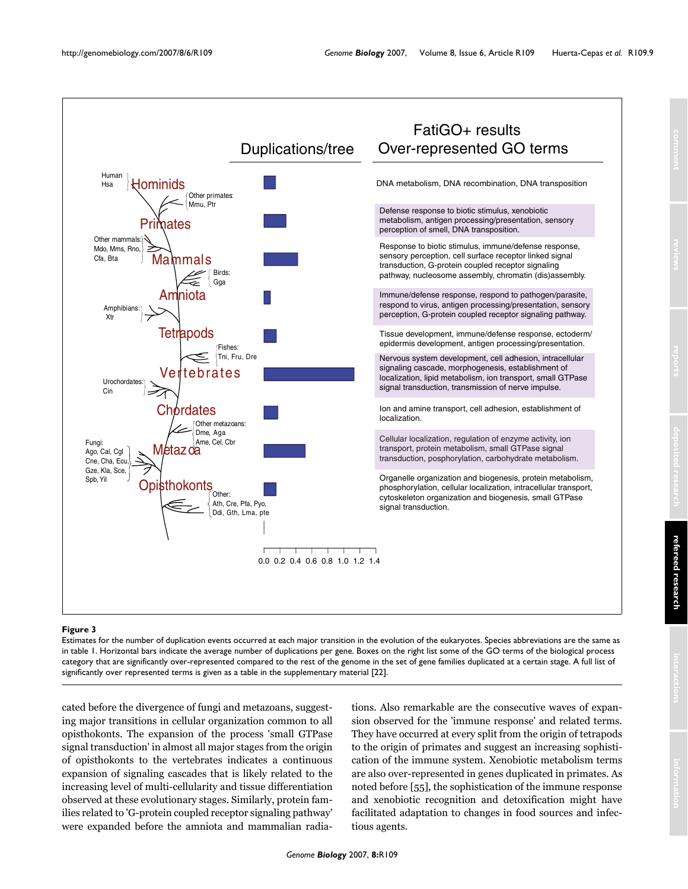**Figure 3**

Estimates for the number of duplication events occurred at each major transition in the evolution of the eukaryotes. Species abbreviations are the same as in table 1. Horizontal bars indicate the average number of duplications per gene. Boxes on the right list some of the GO terms of the biological process category that are significantly over-represented compared to the rest of the genome in the set of gene families duplicated at a certain stage. A full list of significantly over represented terms is given as a table in the supplementary material [22].

cated before the divergence of fungi and metazoans, suggesting major transitions in cellular organization common to all opisthokonts. The expansion of the process 'small GTPase signal transduction' in almost all major stages from the origin of opisthokonts to the vertebrates indicates a continuous expansion of signaling cascades that is likely related to the increasing level of multi-cellularity and tissue differentiation observed at these evolutionary stages. Similarly, protein families related to 'G-protein coupled receptor signaling pathway' were expanded before the amniota and mammalian radiations. Also remarkable are the consecutive waves of expansion observed for the 'immune response' and related terms. They have occurred at every split from the origin of tetrapods to the origin of primates and suggest an increasing sophistication of the immune system. Xenobiotic metabolism terms are also over-represented in genes duplicated in primates. As noted before [55], the sophistication of the immune response and xenobiotic recognition and detoxification might have facilitated adaptation to changes in food sources and infectious agents.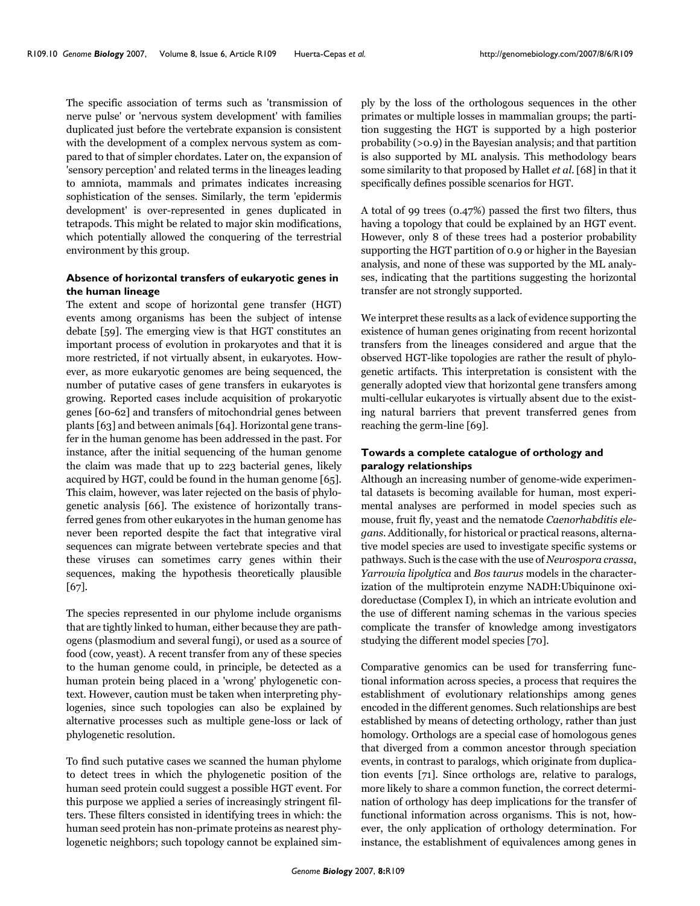The specific association of terms such as 'transmission of nerve pulse' or 'nervous system development' with families duplicated just before the vertebrate expansion is consistent with the development of a complex nervous system as compared to that of simpler chordates. Later on, the expansion of 'sensory perception' and related terms in the lineages leading to amniota, mammals and primates indicates increasing sophistication of the senses. Similarly, the term 'epidermis development' is over-represented in genes duplicated in tetrapods. This might be related to major skin modifications, which potentially allowed the conquering of the terrestrial environment by this group.

### Absence of horizontal transfers of eukaryotic genes in the human lineage

The extent and scope of horizontal gene transfer (HGT) events among organisms has been the subject of intense debate [59]. The emerging view is that HGT constitutes an important process of evolution in prokaryotes and that it is more restricted, if not virtually absent, in eukaryotes. However, as more eukaryotic genomes are being sequenced, the number of putative cases of gene transfers in eukaryotes is growing. Reported cases include acquisition of prokaryotic genes [60-62] and transfers of mitochondrial genes between plants [63] and between animals [64]. Horizontal gene transfer in the human genome has been addressed in the past. For instance, after the initial sequencing of the human genome the claim was made that up to 223 bacterial genes, likely acquired by HGT, could be found in the human genome [65]. This claim, however, was later rejected on the basis of phylogenetic analysis [66]. The existence of horizontally transferred genes from other eukaryotes in the human genome has never been reported despite the fact that integrative viral sequences can migrate between vertebrate species and that these viruses can sometimes carry genes within their sequences, making the hypothesis theoretically plausible [67].

The species represented in our phylome include organisms that are tightly linked to human, either because they are pathogens (plasmodium and several fungi), or used as a source of food (cow, yeast). A recent transfer from any of these species to the human genome could, in principle, be detected as a human protein being placed in a 'wrong' phylogenetic context. However, caution must be taken when interpreting phylogenies, since such topologies can also be explained by alternative processes such as multiple gene-loss or lack of phylogenetic resolution.

To find such putative cases we scanned the human phylome to detect trees in which the phylogenetic position of the human seed protein could suggest a possible HGT event. For this purpose we applied a series of increasingly stringent filters. These filters consisted in identifying trees in which: the human seed protein has non-primate proteins as nearest phylogenetic neighbors; such topology cannot be explained simply by the loss of the orthologous sequences in the other primates or multiple losses in mammalian groups; the partition suggesting the HGT is supported by a high posterior probability (>0.9) in the Bayesian analysis; and that partition is also supported by ML analysis. This methodology bears some similarity to that proposed by Hallet *et al*. [68] in that it specifically defines possible scenarios for HGT.

A total of 99 trees (0.47%) passed the first two filters, thus having a topology that could be explained by an HGT event. However, only 8 of these trees had a posterior probability supporting the HGT partition of 0.9 or higher in the Bayesian analysis, and none of these was supported by the ML analyses, indicating that the partitions suggesting the horizontal transfer are not strongly supported.

We interpret these results as a lack of evidence supporting the existence of human genes originating from recent horizontal transfers from the lineages considered and argue that the observed HGT-like topologies are rather the result of phylogenetic artifacts. This interpretation is consistent with the generally adopted view that horizontal gene transfers among multi-cellular eukaryotes is virtually absent due to the existing natural barriers that prevent transferred genes from reaching the germ-line [69].

### Towards a complete catalogue of orthology and paralogy relationships

Although an increasing number of genome-wide experimental datasets is becoming available for human, most experimental analyses are performed in model species such as mouse, fruit fly, yeast and the nematode *Caenorhabditis elegans*. Additionally, for historical or practical reasons, alternative model species are used to investigate specific systems or pathways. Such is the case with the use of *Neurospora crassa*, *Yarrowia lipolytica* and *Bos taurus* models in the characterization of the multiprotein enzyme NADH:Ubiquinone oxidoreductase (Complex I), in which an intricate evolution and the use of different naming schemas in the various species complicate the transfer of knowledge among investigators studying the different model species [70].

Comparative genomics can be used for transferring functional information across species, a process that requires the establishment of evolutionary relationships among genes encoded in the different genomes. Such relationships are best established by means of detecting orthology, rather than just homology. Orthologs are a special case of homologous genes that diverged from a common ancestor through speciation events, in contrast to paralogs, which originate from duplication events [71]. Since orthologs are, relative to paralogs, more likely to share a common function, the correct determination of orthology has deep implications for the transfer of functional information across organisms. This is not, however, the only application of orthology determination. For instance, the establishment of equivalences among genes in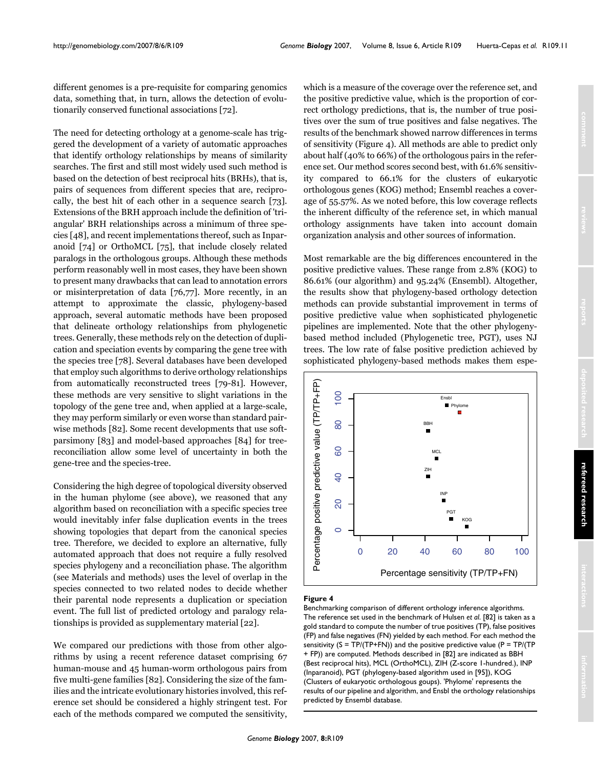different genomes is a pre-requisite for comparing genomics data, something that, in turn, allows the detection of evolutionarily conserved functional associations [72].

The need for detecting orthology at a genome-scale has triggered the development of a variety of automatic approaches that identify orthology relationships by means of similarity searches. The first and still most widely used such method is based on the detection of best reciprocal hits (BRHs), that is, pairs of sequences from different species that are, reciprocally, the best hit of each other in a sequence search [73]. Extensions of the BRH approach include the definition of 'triangular' BRH relationships across a minimum of three species [48], and recent implementations thereof, such as Inparanoid [74] or OrthoMCL [75], that include closely related paralogs in the orthologous groups. Although these methods perform reasonably well in most cases, they have been shown to present many drawbacks that can lead to annotation errors or misinterpretation of data [76,77]. More recently, in an attempt to approximate the classic, phylogeny-based approach, several automatic methods have been proposed that delineate orthology relationships from phylogenetic trees. Generally, these methods rely on the detection of duplication and speciation events by comparing the gene tree with the species tree [78]. Several databases have been developed that employ such algorithms to derive orthology relationships from automatically reconstructed trees [79-81]. However, these methods are very sensitive to slight variations in the topology of the gene tree and, when applied at a large-scale, they may perform similarly or even worse than standard pairwise methods [82]. Some recent developments that use soft-parsimony [83] and model-based approaches [84] for tree-reconciliation allow some level of uncertainty in both the gene-tree and the species-tree.

Considering the high degree of topological diversity observed in the human phylome (see above), we reasoned that any algorithm based on reconciliation with a specific species tree would inevitably infer false duplication events in the trees showing topologies that depart from the canonical species tree. Therefore, we decided to explore an alternative, fully automated approach that does not require a fully resolved species phylogeny and a reconciliation phase. The algorithm (see Materials and methods) uses the level of overlap in the species connected to two related nodes to decide whether their parental node represents a duplication or speciation event. The full list of predicted ortology and paralogy relationships is provided as supplementary material [22].

We compared our predictions with those from other algorithms by using a recent reference dataset comprising 67 human-mouse and 45 human-worm orthologous pairs from five multi-gene families [82]. Considering the size of the families and the intricate evolutionary histories involved, this reference set should be considered a highly stringent test. For each of the methods compared we computed the sensitivity, which is a measure of the coverage over the reference set, and the positive predictive value, which is the proportion of correct orthology predictions, that is, the number of true positives over the sum of true positives and false negatives. The results of the benchmark showed narrow differences in terms of sensitivity (Figure 4). All methods are able to predict only about half (40% to 66%) of the orthologous pairs in the reference set. Our method scores second best, with 61.6% sensitivity compared to 66.1% for the clusters of eukaryotic orthologous genes (KOG) method; Ensembl reaches a coverage of 55.57%. As we noted before, this low coverage reflects the inherent difficulty of the reference set, in which manual orthology assignments have taken into account domain organization analysis and other sources of information.

Most remarkable are the big differences encountered in the positive predictive values. These range from 2.8% (KOG) to 86.61% (our algorithm) and 95.24% (Ensembl). Altogether, the results show that phylogeny-based orthology detection methods can provide substantial improvement in terms of positive predictive value when sophisticated phylogenetic pipelines are implemented. Note that the other phylogeny-based method included (Phylogenetic tree, PGT), uses NJ trees. The low rate of false positive prediction achieved by sophisticated phylogeny-based methods makes them espe-

**Figure 4**

Benchmarking comparison of different orthology inference algorithms. The reference set used in the benchmark of Hulsen *et al.* [82] is taken as a gold standard to compute the number of true positives (TP), false positives (FP) and false negatives (FN) yielded by each method. For each method the sensitivity (S = TP/(TP+FN)) and the positive predictive value (P = TP/(TP + FP)) are computed. Methods described in [82] are indicated as BBH (Best reciprocal hits), MCL (OrthoMCL), ZIH (Z-score 1-hundred.), INP (Inparanoid), PGT (phylogeny-based algorithm used in [95]), KOG (Clusters of eukaryotic orthologous goups). 'Phylome' represents the results of our pipeline and algorithm, and Ensbl the orthology relationships predicted by Ensembl database.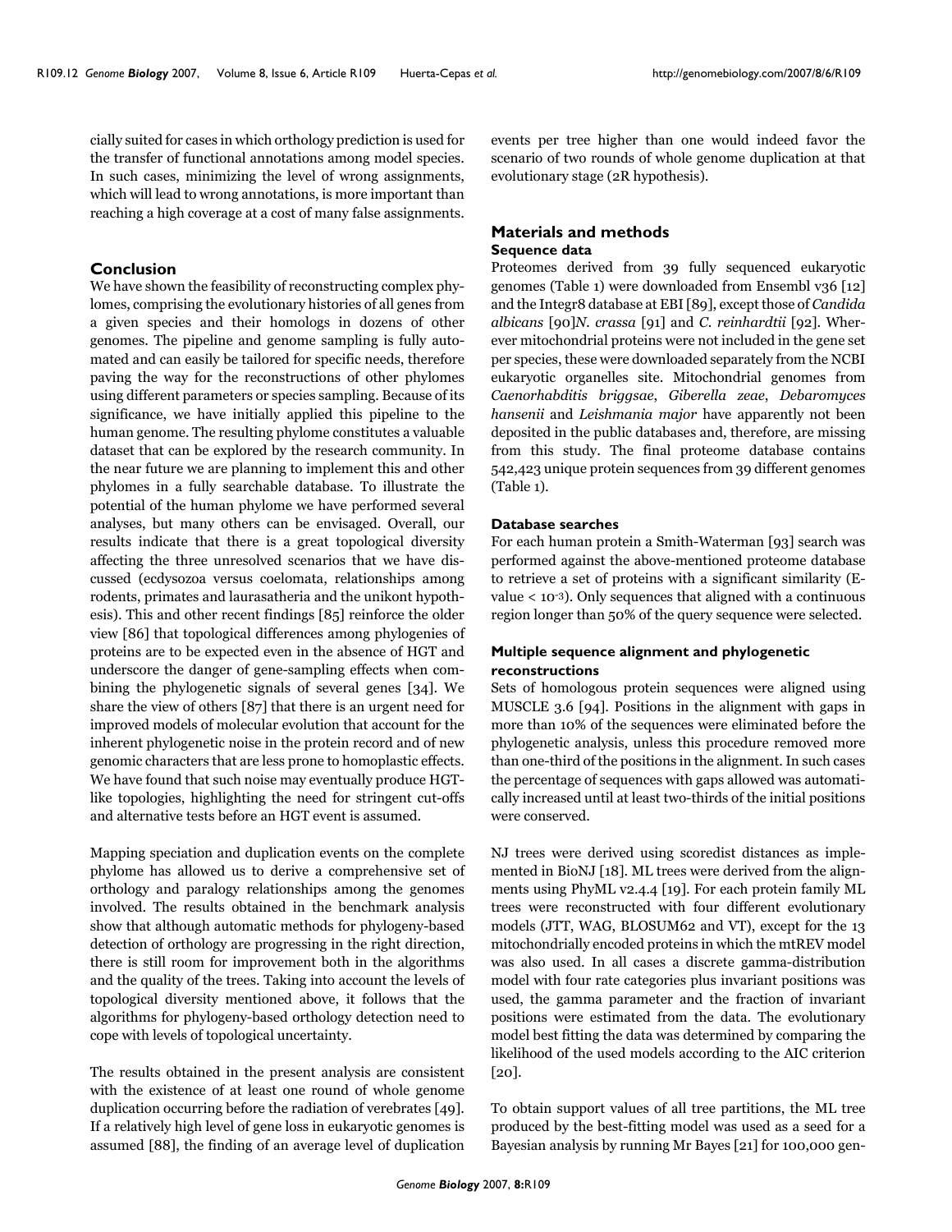cially suited for cases in which orthology prediction is used for the transfer of functional annotations among model species. In such cases, minimizing the level of wrong assignments, which will lead to wrong annotations, is more important than reaching a high coverage at a cost of many false assignments.

## Conclusion

We have shown the feasibility of reconstructing complex phylomes, comprising the evolutionary histories of all genes from a given species and their homologs in dozens of other genomes. The pipeline and genome sampling is fully automated and can easily be tailored for specific needs, therefore paving the way for the reconstructions of other phylomes using different parameters or species sampling. Because of its significance, we have initially applied this pipeline to the human genome. The resulting phylome constitutes a valuable dataset that can be explored by the research community. In the near future we are planning to implement this and other phylomes in a fully searchable database. To illustrate the potential of the human phylome we have performed several analyses, but many others can be envisaged. Overall, our results indicate that there is a great topological diversity affecting the three unresolved scenarios that we have discussed (ecdysozoa versus coelomata, relationships among rodents, primates and laurasatheria and the unikont hypothesis). This and other recent findings [85] reinforce the older view [86] that topological differences among phylogenies of proteins are to be expected even in the absence of HGT and underscore the danger of gene-sampling effects when combining the phylogenetic signals of several genes [34]. We share the view of others [87] that there is an urgent need for improved models of molecular evolution that account for the inherent phylogenetic noise in the protein record and of new genomic characters that are less prone to homoplastic effects. We have found that such noise may eventually produce HGT-like topologies, highlighting the need for stringent cut-offs and alternative tests before an HGT event is assumed.

Mapping speciation and duplication events on the complete phylome has allowed us to derive a comprehensive set of orthology and paralogy relationships among the genomes involved. The results obtained in the benchmark analysis show that although automatic methods for phylogeny-based detection of orthology are progressing in the right direction, there is still room for improvement both in the algorithms and the quality of the trees. Taking into account the levels of topological diversity mentioned above, it follows that the algorithms for phylogeny-based orthology detection need to cope with levels of topological uncertainty.

The results obtained in the present analysis are consistent with the existence of at least one round of whole genome duplication occurring before the radiation of verebrates [49]. If a relatively high level of gene loss in eukaryotic genomes is assumed [88], the finding of an average level of duplication events per tree higher than one would indeed favor the scenario of two rounds of whole genome duplication at that evolutionary stage (2R hypothesis).

## Materials and methods

### Sequence data

Proteomes derived from 39 fully sequenced eukaryotic genomes (Table 1) were downloaded from Ensembl v36 [12] and the Integr8 database at EBI [89], except those of *Candida albicans* [90]*N. crassa* [91] and *C. reinhardtii* [92]. Wherever mitochondrial proteins were not included in the gene set per species, these were downloaded separately from the NCBI eukaryotic organelles site. Mitochondrial genomes from *Caenorhabditis briggsae*, *Giberella zeae*, *Debaromyces hansenii* and *Leishmania major* have apparently not been deposited in the public databases and, therefore, are missing from this study. The final proteome database contains 542,423 unique protein sequences from 39 different genomes (Table 1).

### Database searches

For each human protein a Smith-Waterman [93] search was performed against the above-mentioned proteome database to retrieve a set of proteins with a significant similarity (E-value < $10^{-3}$). Only sequences that aligned with a continuous region longer than 50% of the query sequence were selected.

### Multiple sequence alignment and phylogenetic reconstructions

Sets of homologous protein sequences were aligned using MUSCLE 3.6 [94]. Positions in the alignment with gaps in more than 10% of the sequences were eliminated before the phylogenetic analysis, unless this procedure removed more than one-third of the positions in the alignment. In such cases the percentage of sequences with gaps allowed was automatically increased until at least two-thirds of the initial positions were conserved.

NJ trees were derived using scoredist distances as implemented in BioNJ [18]. ML trees were derived from the alignments using PhyML v2.4.4 [19]. For each protein family ML trees were reconstructed with four different evolutionary models (JTT, WAG, BLOSUM62 and VT), except for the 13 mitochondrially encoded proteins in which the mtREV model was also used. In all cases a discrete gamma-distribution model with four rate categories plus invariant positions was used, the gamma parameter and the fraction of invariant positions were estimated from the data. The evolutionary model best fitting the data was determined by comparing the likelihood of the used models according to the AIC criterion [20].

To obtain support values of all tree partitions, the ML tree produced by the best-fitting model was used as a seed for a Bayesian analysis by running Mr Bayes [21] for 100,000 gen-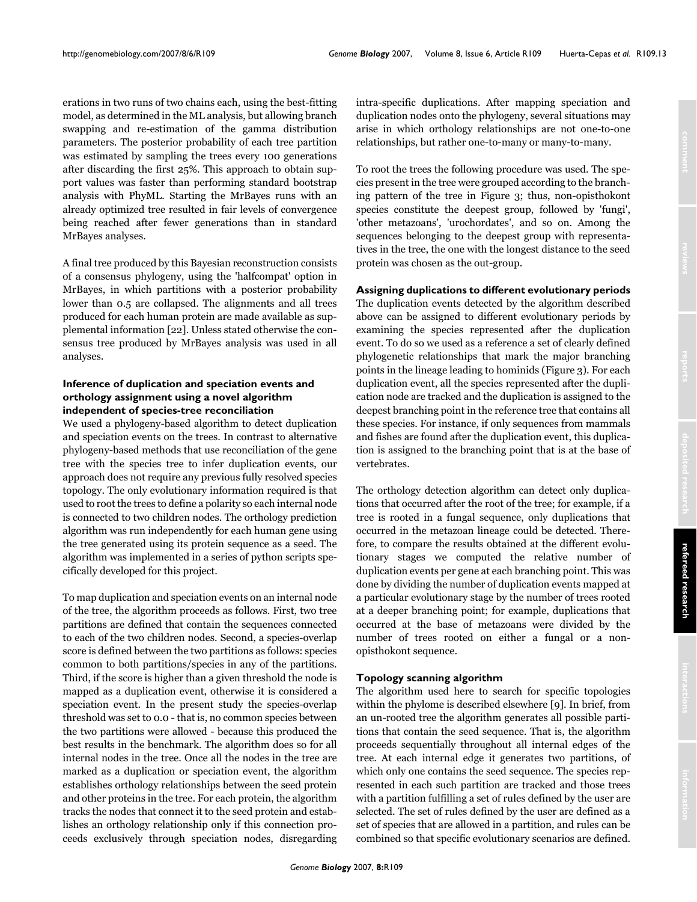erations in two runs of two chains each, using the best-fitting model, as determined in the ML analysis, but allowing branch swapping and re-estimation of the gamma distribution parameters. The posterior probability of each tree partition was estimated by sampling the trees every 100 generations after discarding the first 25%. This approach to obtain support values was faster than performing standard bootstrap analysis with PhyML. Starting the MrBayes runs with an already optimized tree resulted in fair levels of convergence being reached after fewer generations than in standard MrBayes analyses.

A final tree produced by this Bayesian reconstruction consists of a consensus phylogeny, using the 'halfcompat' option in MrBayes, in which partitions with a posterior probability lower than 0.5 are collapsed. The alignments and all trees produced for each human protein are made available as supplemental information [22]. Unless stated otherwise the consensus tree produced by MrBayes analysis was used in all analyses.

### Inference of duplication and speciation events and orthology assignment using a novel algorithm independent of species-tree reconciliation

We used a phylogeny-based algorithm to detect duplication and speciation events on the trees. In contrast to alternative phylogeny-based methods that use reconciliation of the gene tree with the species tree to infer duplication events, our approach does not require any previous fully resolved species topology. The only evolutionary information required is that used to root the trees to define a polarity so each internal node is connected to two children nodes. The orthology prediction algorithm was run independently for each human gene using the tree generated using its protein sequence as a seed. The algorithm was implemented in a series of python scripts specifically developed for this project.

To map duplication and speciation events on an internal node of the tree, the algorithm proceeds as follows. First, two tree partitions are defined that contain the sequences connected to each of the two children nodes. Second, a species-overlap score is defined between the two partitions as follows: species common to both partitions/species in any of the partitions. Third, if the score is higher than a given threshold the node is mapped as a duplication event, otherwise it is considered a speciation event. In the present study the species-overlap threshold was set to 0.0 - that is, no common species between the two partitions were allowed - because this produced the best results in the benchmark. The algorithm does so for all internal nodes in the tree. Once all the nodes in the tree are marked as a duplication or speciation event, the algorithm establishes orthology relationships between the seed protein and other proteins in the tree. For each protein, the algorithm tracks the nodes that connect it to the seed protein and establishes an orthology relationship only if this connection proceeds exclusively through speciation nodes, disregarding intra-specific duplications. After mapping speciation and duplication nodes onto the phylogeny, several situations may arise in which orthology relationships are not one-to-one relationships, but rather one-to-many or many-to-many.

To root the trees the following procedure was used. The species present in the tree were grouped according to the branching pattern of the tree in Figure 3; thus, non-opisthokont species constitute the deepest group, followed by 'fungi', 'other metazoans', 'urochordates', and so on. Among the sequences belonging to the deepest group with representatives in the tree, the one with the longest distance to the seed protein was chosen as the out-group.

### Assigning duplications to different evolutionary periods

The duplication events detected by the algorithm described above can be assigned to different evolutionary periods by examining the species represented after the duplication event. To do so we used as a reference a set of clearly defined phylogenetic relationships that mark the major branching points in the lineage leading to hominids (Figure 3). For each duplication event, all the species represented after the duplication node are tracked and the duplication is assigned to the deepest branching point in the reference tree that contains all these species. For instance, if only sequences from mammals and fishes are found after the duplication event, this duplication is assigned to the branching point that is at the base of vertebrates.

The orthology detection algorithm can detect only duplications that occurred after the root of the tree; for example, if a tree is rooted in a fungal sequence, only duplications that occurred in the metazoan lineage could be detected. Therefore, to compare the results obtained at the different evolutionary stages we computed the relative number of duplication events per gene at each branching point. This was done by dividing the number of duplication events mapped at a particular evolutionary stage by the number of trees rooted at a deeper branching point; for example, duplications that occurred at the base of metazoans were divided by the number of trees rooted on either a fungal or a non-opisthokont sequence.

### Topology scanning algorithm

The algorithm used here to search for specific topologies within the phylome is described elsewhere [9]. In brief, from an un-rooted tree the algorithm generates all possible partitions that contain the seed sequence. That is, the algorithm proceeds sequentially throughout all internal edges of the tree. At each internal edge it generates two partitions, of which only one contains the seed sequence. The species represented in each such partition are tracked and those trees with a partition fulfilling a set of rules defined by the user are selected. The set of rules defined by the user are defined as a set of species that are allowed in a partition, and rules can be combined so that specific evolutionary scenarios are defined.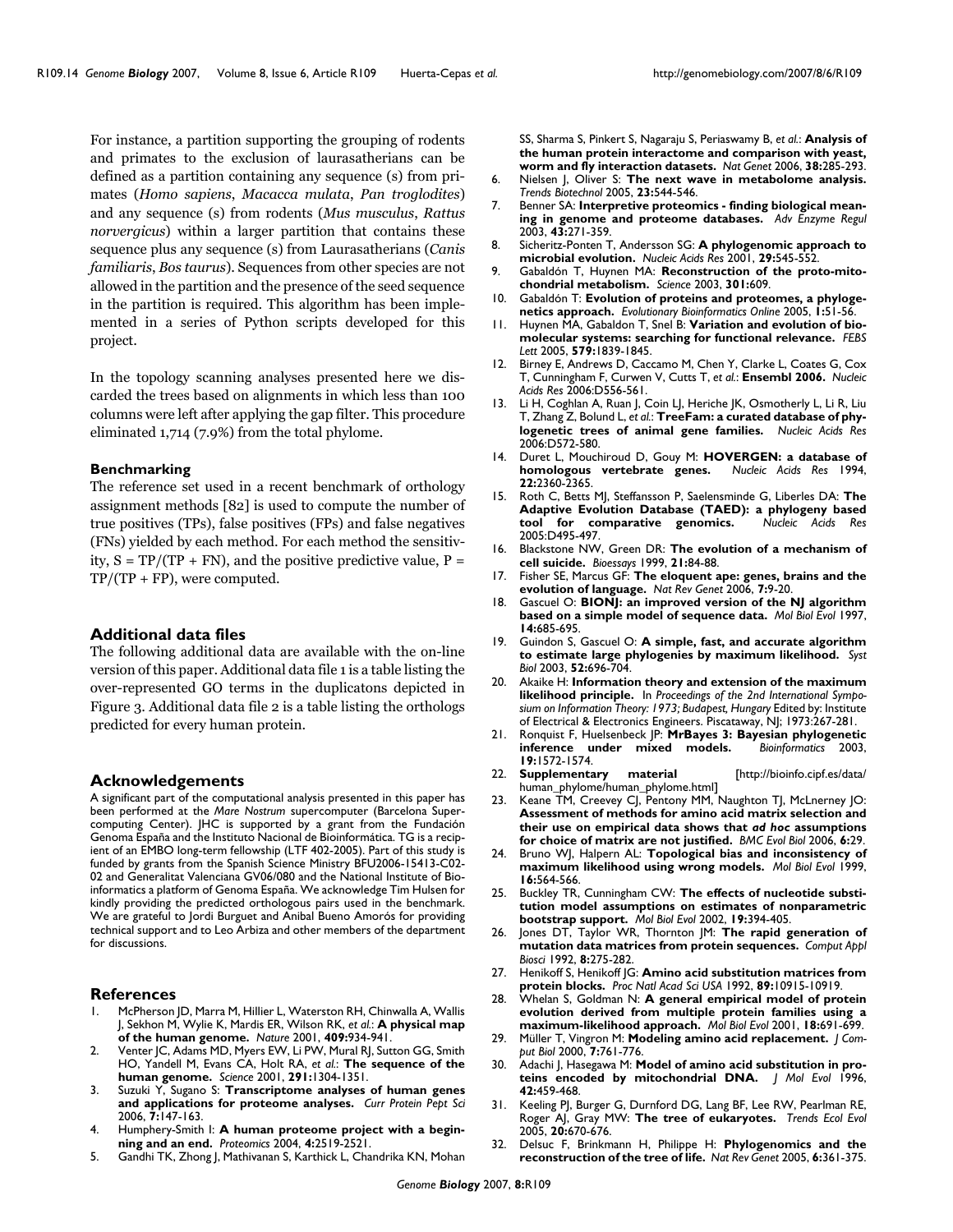For instance, a partition supporting the grouping of rodents and primates to the exclusion of laurasatherians can be defined as a partition containing any sequence (s) from primates (*Homo sapiens*, *Macacca mulata*, *Pan troglodites*) and any sequence (s) from rodents (*Mus musculus*, *Rattus norvergicus*) within a larger partition that contains these sequence plus any sequence (s) from Laurasatherians (*Canis familiaris*, *Bos taurus*). Sequences from other species are not allowed in the partition and the presence of the seed sequence in the partition is required. This algorithm has been implemented in a series of Python scripts developed for this project.

In the topology scanning analyses presented here we discarded the trees based on alignments in which less than 100 columns were left after applying the gap filter. This procedure eliminated 1,714 (7.9%) from the total phylome.

### Benchmarking

The reference set used in a recent benchmark of orthology assignment methods [82] is used to compute the number of true positives (TPs), false positives (FPs) and false negatives (FNs) yielded by each method. For each method the sensitivity, $S = TP/(TP + FN)$, and the positive predictive value, $P = TP/(TP + FP)$, were computed.

## Additional data files

The following additional data are available with the on-line version of this paper. Additional data file 1 is a table listing the over-represented GO terms in the duplicatons depicted in Figure 3. Additional data file 2 is a table listing the orthologs predicted for every human protein.

## Acknowledgements

A significant part of the computational analysis presented in this paper has been performed at the *Mare Nostrum* supercomputer (Barcelona Supercomputing Center). JHC is supported by a grant from the Fundación Genoma España and the Instituto Nacional de Bioinformática. TG is a recipient of an EMBO long-term fellowship (LTF 402-2005). Part of this study is funded by grants from the Spanish Science Ministry BFU2006-15413-C02-02 and Generalitat Valenciana GV06/080 and the National Institute of Bioinformatics a platform of Genoma España. We acknowledge Tim Hulsen for kindly providing the predicted orthologous pairs used in the benchmark. We are grateful to Jordi Burguet and Anibal Bueno Amorós for providing technical support and to Leo Arbiza and other members of the department for discussions.

## References

1. McPherson JD, Marra M, Hillier L, Waterston RH, Chinwalla A, Wallis J, Sekhon M, Wylie K, Mardis ER, Wilson RK, *et al.*: **A physical map of the human genome.** *Nature* 2001, **409:**934-941.
2. Venter JC, Adams MD, Myers EW, Li PW, Mural RJ, Sutton GG, Smith HO, Yandell M, Evans CA, Holt RA, *et al.*: **The sequence of the human genome.** *Science* 2001, **291:**1304-1351.
3. Suzuki Y, Sugano S: **Transcriptome analyses of human genes and applications for proteome analyses.** *Curr Protein Pept Sci* 2006, **7:**147-163.
4. Humphery-Smith I: **A human proteome project with a beginning and an end.** *Proteomics* 2004, **4:**2519-2521.
5. Gandhi TK, Zhong J, Mathivanan S, Karthick L, Chandrika KN, Mohan SS, Sharma S, Pinkert S, Nagaraju S, Periaswamy B, *et al.*: **Analysis of the human protein interactome and comparison with yeast, worm and fly interaction datasets.** *Nat Genet* 2006, **38:**285-293.
6. Nielsen J, Oliver S: **The next wave in metabolome analysis.** *Trends Biotechnol* 2005, **23:**544-546.
7. Benner SA: **Interpretive proteomics - finding biological meaning in genome and proteome databases.** *Adv Enzyme Regul* 2003, **43:**271-359.
8. Sicheritz-Ponten T, Andersson SG: **A phylogenomic approach to microbial evolution.** *Nucleic Acids Res* 2001, **29:**545-552.
9. Gabaldón T, Huynen MA: **Reconstruction of the proto-mitochondrial metabolism.** *Science* 2003, **301:**609.
10. Gabaldón T: **Evolution of proteins and proteomes, a phylogenetics approach.** *Evolutionary Bioinformatics Online* 2005, **1:**51-56.
11. Huynen MA, Gabaldon T, Snel B: **Variation and evolution of biomolecular systems: searching for functional relevance.** *FEBS Lett* 2005, **579:**1839-1845.
12. Birney E, Andrews D, Caccamo M, Chen Y, Clarke L, Coates G, Cox T, Cunningham F, Curwen V, Cutts T, *et al.*: **Ensembl 2006.** *Nucleic Acids Res* 2006:D556-561.
13. Li H, Coghlan A, Ruan J, Coin LJ, Heriche JK, Osmotherly L, Li R, Liu T, Zhang Z, Bolund L, *et al.*: **TreeFam: a curated database of phylogenetic trees of animal gene families.** *Nucleic Acids Res* 2006:D572-580.
14. Duret L, Mouchiroud D, Gouy M: **HOVERGEN: a database of homologous vertebrate genes.** *Nucleic Acids Res* 1994, **22:**2360-2365.
15. Roth C, Betts MJ, Steffansson P, Saelensminde G, Liberles DA: **The Adaptive Evolution Database (TAED): a phylogeny based tool for comparative genomics.** *Nucleic Acids Res* 2005:D495-497.
16. Blackstone NW, Green DR: **The evolution of a mechanism of cell suicide.** *Bioessays* 1999, **21:**84-88.
17. Fisher SE, Marcus GF: **The eloquent ape: genes, brains and the evolution of language.** *Nat Rev Genet* 2006, **7:**9-20.
18. Gascuel O: **BIONJ: an improved version of the NJ algorithm based on a simple model of sequence data.** *Mol Biol Evol* 1997, **14:**685-695.
19. Guindon S, Gascuel O: **A simple, fast, and accurate algorithm to estimate large phylogenies by maximum likelihood.** *Syst Biol* 2003, **52:**696-704.
20. Akaike H: **Information theory and extension of the maximum likelihood principle.** In *Proceedings of the 2nd International Symposium on Information Theory: 1973; Budapest, Hungary* Edited by: Institute of Electrical & Electronics Engineers. Piscataway, NJ; 1973:267-281.
21. Ronquist F, Huelsenbeck JP: **MrBayes 3: Bayesian phylogenetic inference under mixed models.** *Bioinformatics* 2003, **19:**1572-1574.
22. **Supplementary material** [http://bioinfo.cipf.es/data/human_phylome/human_phylome.html]
23. Keane TM, Creevey CJ, Pentony MM, Naughton TJ, McLnerney JO: **Assessment of methods for amino acid matrix selection and their use on empirical data shows that *ad hoc* assumptions for choice of matrix are not justified.** *BMC Evol Biol* 2006, **6:**29.
24. Bruno WJ, Halpern AL: **Topological bias and inconsistency of maximum likelihood using wrong models.** *Mol Biol Evol* 1999, **16:**564-566.
25. Buckley TR, Cunningham CW: **The effects of nucleotide substitution model assumptions on estimates of nonparametric bootstrap support.** *Mol Biol Evol* 2002, **19:**394-405.
26. Jones DT, Taylor WR, Thornton JM: **The rapid generation of mutation data matrices from protein sequences.** *Comput Appl Biosci* 1992, **8:**275-282.
27. Henikoff S, Henikoff JG: **Amino acid substitution matrices from protein blocks.** *Proc Natl Acad Sci USA* 1992, **89:**10915-10919.
28. Whelan S, Goldman N: **A general empirical model of protein evolution derived from multiple protein families using a maximum-likelihood approach.** *Mol Biol Evol* 2001, **18:**691-699.
29. Müller T, Vingron M: **Modeling amino acid replacement.** *J Comput Biol* 2000, **7:**761-776.
30. Adachi J, Hasegawa M: **Model of amino acid substitution in proteins encoded by mitochondrial DNA.** *J Mol Evol* 1996, **42:**459-468.
31. Keeling PJ, Burger G, Durnford DG, Lang BF, Lee RW, Pearlman RE, Roger AJ, Gray MW: **The tree of eukaryotes.** *Trends Ecol Evol* 2005, **20:**670-676.
32. Delsuc F, Brinkmann H, Philippe H: **Phylogenomics and the reconstruction of the tree of life.** *Nat Rev Genet* 2005, **6:**361-375.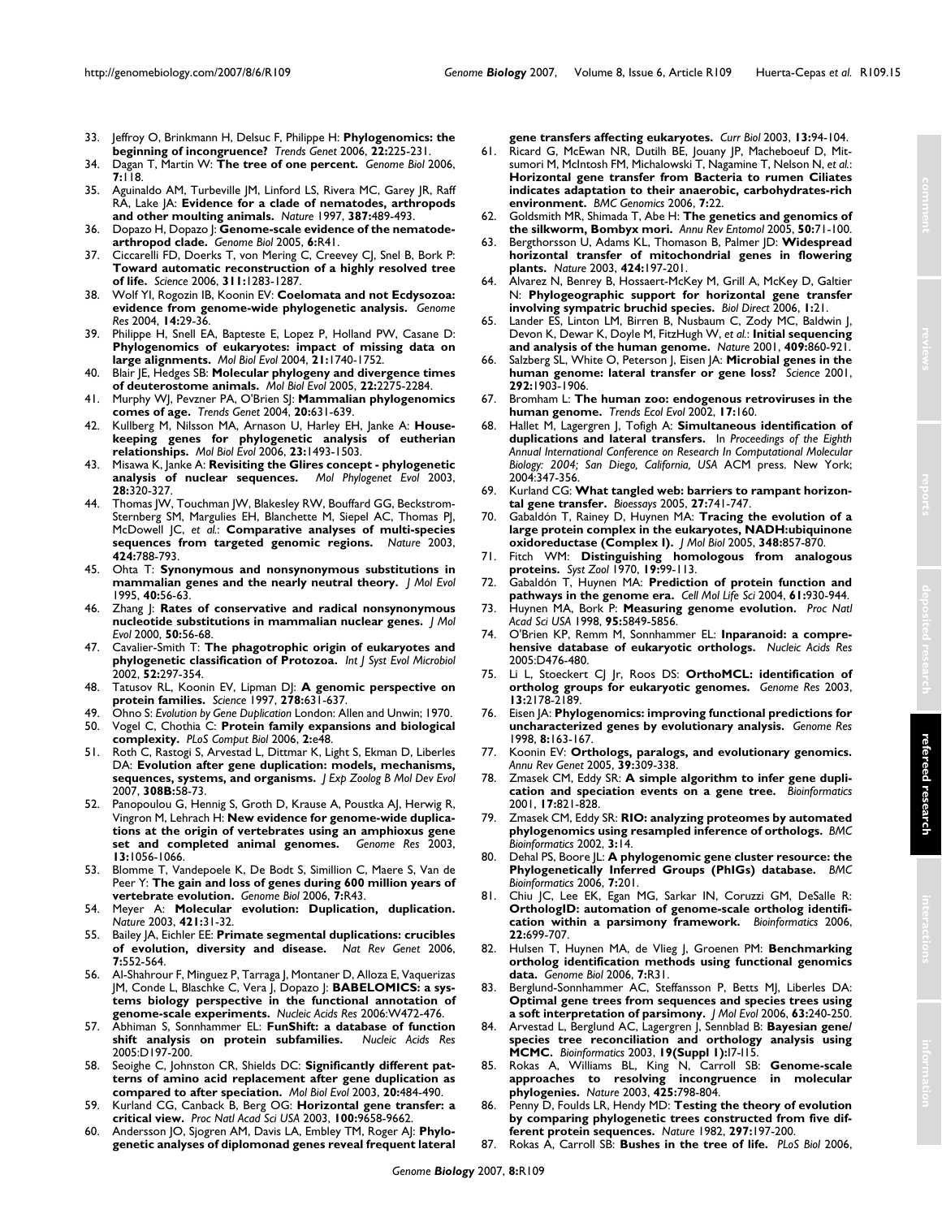33. Jeffroy O, Brinkmann H, Delsuc F, Philippe H: **Phylogenomics: the beginning of incongruence?** *Trends Genet* 2006, **22:**225-231.
34. Dagan T, Martin W: **The tree of one percent.** *Genome Biol* 2006, **7:**118.
35. Aguinaldo AM, Turbeville JM, Linford LS, Rivera MC, Garey JR, Raff RA, Lake JA: **Evidence for a clade of nematodes, arthropods and other moulting animals.** *Nature* 1997, **387:**489-493.
36. Dopazo H, Dopazo J: **Genome-scale evidence of the nematode-arthropod clade.** *Genome Biol* 2005, **6:**R41.
37. Ciccarelli FD, Doerks T, von Mering C, Creevey CJ, Snel B, Bork P: **Toward automatic reconstruction of a highly resolved tree of life.** *Science* 2006, **311:**1283-1287.
38. Wolf YI, Rogozin IB, Koonin EV: **Coelomata and not Ecdysozoa: evidence from genome-wide phylogenetic analysis.** *Genome Res* 2004, **14:**29-36.
39. Philippe H, Snell EA, Bapteste E, Lopez P, Holland PW, Casane D: **Phylogenomics of eukaryotes: impact of missing data on large alignments.** *Mol Biol Evol* 2004, **21:**1740-1752.
40. Blair JE, Hedges SB: **Molecular phylogeny and divergence times of deuterostome animals.** *Mol Biol Evol* 2005, **22:**2275-2284.
41. Murphy WJ, Pevzner PA, O'Brien SJ: **Mammalian phylogenomics comes of age.** *Trends Genet* 2004, **20:**631-639.
42. Kullberg M, Nilsson MA, Arnason U, Harley EH, Janke A: **Housekeeping genes for phylogenetic analysis of eutherian relationships.** *Mol Biol Evol* 2006, **23:**1493-1503.
43. Misawa K, Janke A: **Revisiting the Glires concept - phylogenetic analysis of nuclear sequences.** *Mol Phylogenet Evol* 2003, **28:**320-327.
44. Thomas JW, Touchman JW, Blakesley RW, Bouffard GG, Beckstrom-Sternberg SM, Margulies EH, Blanchette M, Siepel AC, Thomas PJ, McDowell JC, *et al.*: **Comparative analyses of multi-species sequences from targeted genomic regions.** *Nature* 2003, **424:**788-793.
45. Ohta T: **Synonymous and nonsynonymous substitutions in mammalian genes and the nearly neutral theory.** *J Mol Evol* 1995, **40:**56-63.
46. Zhang J: **Rates of conservative and radical nonsynonymous nucleotide substitutions in mammalian nuclear genes.** *J Mol Evol* 2000, **50:**56-68.
47. Cavalier-Smith T: **The phagotrophic origin of eukaryotes and phylogenetic classification of Protozoa.** *Int J Syst Evol Microbiol* 2002, **52:**297-354.
48. Tatusov RL, Koonin EV, Lipman DJ: **A genomic perspective on protein families.** *Science* 1997, **278:**631-637.
49. Ohno S: *Evolution by Gene Duplication* London: Allen and Unwin; 1970.
50. Vogel C, Chothia C: **Protein family expansions and biological complexity.** *PLoS Comput Biol* 2006, **2:**e48.
51. Roth C, Rastogi S, Arvestad L, Dittmar K, Light S, Ekman D, Liberles DA: **Evolution after gene duplication: models, mechanisms, sequences, systems, and organisms.** *J Exp Zoolog B Mol Dev Evol* 2007, **308B:**58-73.
52. Panopoulou G, Hennig S, Groth D, Krause A, Poustka AJ, Herwig R, Vingron M, Lehrach H: **New evidence for genome-wide duplications at the origin of vertebrates using an amphioxus gene set and completed animal genomes.** *Genome Res* 2003, **13:**1056-1066.
53. Blomme T, Vandepoele K, De Bodt S, Simillion C, Maere S, Van de Peer Y: **The gain and loss of genes during 600 million years of vertebrate evolution.** *Genome Biol* 2006, **7:**R43.
54. Meyer A: **Molecular evolution: Duplication, duplication.** *Nature* 2003, **421:**31-32.
55. Bailey JA, Eichler EE: **Primate segmental duplications: crucibles of evolution, diversity and disease.** *Nat Rev Genet* 2006, **7:**552-564.
56. Al-Shahrour F, Minguez P, Tarraga J, Montaner D, Alloza E, Vaquerizas JM, Conde L, Blaschke C, Vera J, Dopazo J: **BABELOMICS: a systems biology perspective in the functional annotation of genome-scale experiments.** *Nucleic Acids Res* 2006:W472-476.
57. Abhiman S, Sonnhammer EL: **FunShift: a database of function shift analysis on protein subfamilies.** *Nucleic Acids Res* 2005:D197-200.
58. Seoighe C, Johnston CR, Shields DC: **Significantly different patterns of amino acid replacement after gene duplication as compared to after speciation.** *Mol Biol Evol* 2003, **20:**484-490.
59. Kurland CG, Canback B, Berg OG: **Horizontal gene transfer: a critical view.** *Proc Natl Acad Sci USA* 2003, **100:**9658-9662.
60. Andersson JO, Sjogren AM, Davis LA, Embley TM, Roger AJ: **Phylogenetic analyses of diplomonad genes reveal frequent lateral gene transfers affecting eukaryotes.** *Curr Biol* 2003, **13:**94-104.
61. Ricard G, McEwan NR, Dutilh BE, Jouany JP, Macheboeuf D, Mitsumori M, McIntosh FM, Michalowski T, Nagamine T, Nelson N, *et al.*: **Horizontal gene transfer from Bacteria to rumen Ciliates indicates adaptation to their anaerobic, carbohydrates-rich environment.** *BMC Genomics* 2006, **7:**22.
62. Goldsmith MR, Shimada T, Abe H: **The genetics and genomics of the silkworm, Bombyx mori.** *Annu Rev Entomol* 2005, **50:**71-100.
63. Bergthorsson U, Adams KL, Thomason B, Palmer JD: **Widespread horizontal transfer of mitochondrial genes in flowering plants.** *Nature* 2003, **424:**197-201.
64. Alvarez N, Benrey B, Hossaert-McKey M, Grill A, McKey D, Galtier N: **Phylogeographic support for horizontal gene transfer involving sympatric bruchid species.** *Biol Direct* 2006, **1:**21.
65. Lander ES, Linton LM, Birren B, Nusbaum C, Zody MC, Baldwin J, Devon K, Dewar K, Doyle M, FitzHugh W, *et al.*: **Initial sequencing and analysis of the human genome.** *Nature* 2001, **409:**860-921.
66. Salzberg SL, White O, Peterson J, Eisen JA: **Microbial genes in the human genome: lateral transfer or gene loss?** *Science* 2001, **292:**1903-1906.
67. Bromham L: **The human zoo: endogenous retroviruses in the human genome.** *Trends Ecol Evol* 2002, **17:**160.
68. Hallet M, Lagergren J, Tofigh A: **Simultaneous identification of duplications and lateral transfers.** In *Proceedings of the Eighth Annual International Conference on Research In Computational Molecular Biology: 2004; San Diego, California, USA* ACM press. New York; 2004:347-356.
69. Kurland CG: **What tangled web: barriers to rampant horizontal gene transfer.** *Bioessays* 2005, **27:**741-747.
70. Gabaldón T, Rainey D, Huynen MA: **Tracing the evolution of a large protein complex in the eukaryotes, NADH:ubiquinone oxidoreductase (Complex I).** *J Mol Biol* 2005, **348:**857-870.
71. Fitch WM: **Distinguishing homologous from analogous proteins.** *Syst Zool* 1970, **19:**99-113.
72. Gabaldón T, Huynen MA: **Prediction of protein function and pathways in the genome era.** *Cell Mol Life Sci* 2004, **61:**930-944.
73. Huynen MA, Bork P: **Measuring genome evolution.** *Proc Natl Acad Sci USA* 1998, **95:**5849-5856.
74. O'Brien KP, Remm M, Sonnhammer EL: **Inparanoid: a comprehensive database of eukaryotic orthologs.** *Nucleic Acids Res* 2005:D476-480.
75. Li L, Stoeckert CJ Jr, Roos DS: **OrthoMCL: identification of ortholog groups for eukaryotic genomes.** *Genome Res* 2003, **13:**2178-2189.
76. Eisen JA: **Phylogenomics: improving functional predictions for uncharacterized genes by evolutionary analysis.** *Genome Res* 1998, **8:**163-167.
77. Koonin EV: **Orthologs, paralogs, and evolutionary genomics.** *Annu Rev Genet* 2005, **39:**309-338.
78. Zmasek CM, Eddy SR: **A simple algorithm to infer gene duplication and speciation events on a gene tree.** *Bioinformatics* 2001, **17:**821-828.
79. Zmasek CM, Eddy SR: **RIO: analyzing proteomes by automated phylogenomics using resampled inference of orthologs.** *BMC Bioinformatics* 2002, **3:**14.
80. Dehal PS, Boore JL: **A phylogenomic gene cluster resource: the Phylogenetically Inferred Groups (PhIGs) database.** *BMC Bioinformatics* 2006, **7:**201.
81. Chiu JC, Lee EK, Egan MG, Sarkar IN, Coruzzi GM, DeSalle R: **OrthologID: automation of genome-scale ortholog identification within a parsimony framework.** *Bioinformatics* 2006, **22:**699-707.
82. Hulsen T, Huynen MA, de Vlieg J, Groenen PM: **Benchmarking ortholog identification methods using functional genomics data.** *Genome Biol* 2006, **7:**R31.
83. Berglund-Sonnhammer AC, Steffansson P, Betts MJ, Liberles DA: **Optimal gene trees from sequences and species trees using a soft interpretation of parsimony.** *J Mol Evol* 2006, **63:**240-250.
84. Arvestad L, Berglund AC, Lagergren J, Sennblad B: **Bayesian gene/species tree reconciliation and orthology analysis using MCMC.** *Bioinformatics* 2003, **19(Suppl 1):**I7-I15.
85. Rokas A, Williams BL, King N, Carroll SB: **Genome-scale approaches to resolving incongruence in molecular phylogenies.** *Nature* 2003, **425:**798-804.
86. Penny D, Foulds LR, Hendy MD: **Testing the theory of evolution by comparing phylogenetic trees constructed from five different protein sequences.** *Nature* 1982, **297:**197-200.
87. Rokas A, Carroll SB: **Bushes in the tree of life.** *PLoS Biol* 2006,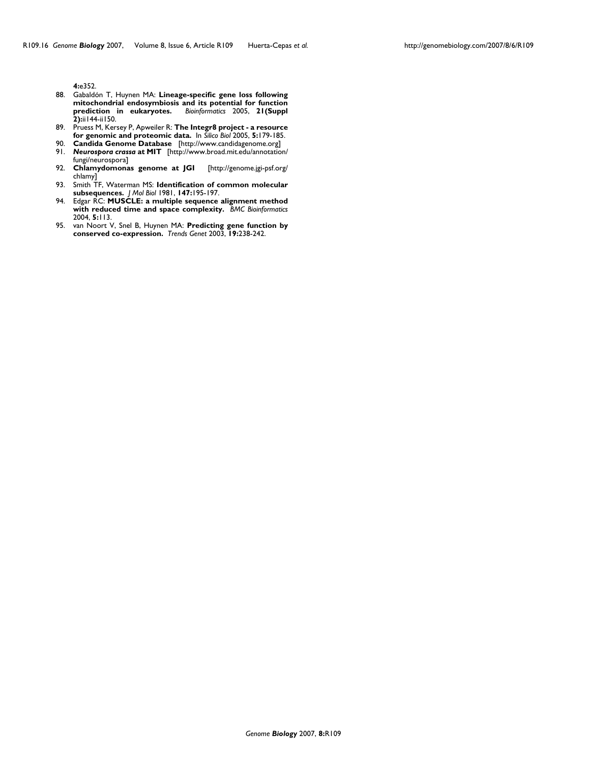4:e352.

88. Gabaldón T, Huynen MA: **Lineage-specific gene loss following mitochondrial endosymbiosis and its potential for function prediction in eukaryotes.** *Bioinformatics* 2005, **21(Suppl 2):**ii144-ii150.
89. Pruess M, Kersey P, Apweiler R: **The Integr8 project - a resource for genomic and proteomic data.** In *Silico Biol* 2005, **5:**179-185.
90. **Candida Genome Database** [http://www.candidagenome.org]
91. ***Neurospora crassa* at MIT** [http://www.broad.mit.edu/annotation/fungi/neurospora]
92. **Chlamydomonas genome at JGI** [http://genome.jgi-psf.org/chlamy]
93. Smith TF, Waterman MS: **Identification of common molecular subsequences.** *J Mol Biol* 1981, **147:**195-197.
94. Edgar RC: **MUSCLE: a multiple sequence alignment method with reduced time and space complexity.** *BMC Bioinformatics* 2004, **5:**113.
95. van Noort V, Snel B, Huynen MA: **Predicting gene function by conserved co-expression.** *Trends Genet* 2003, **19:**238-242.